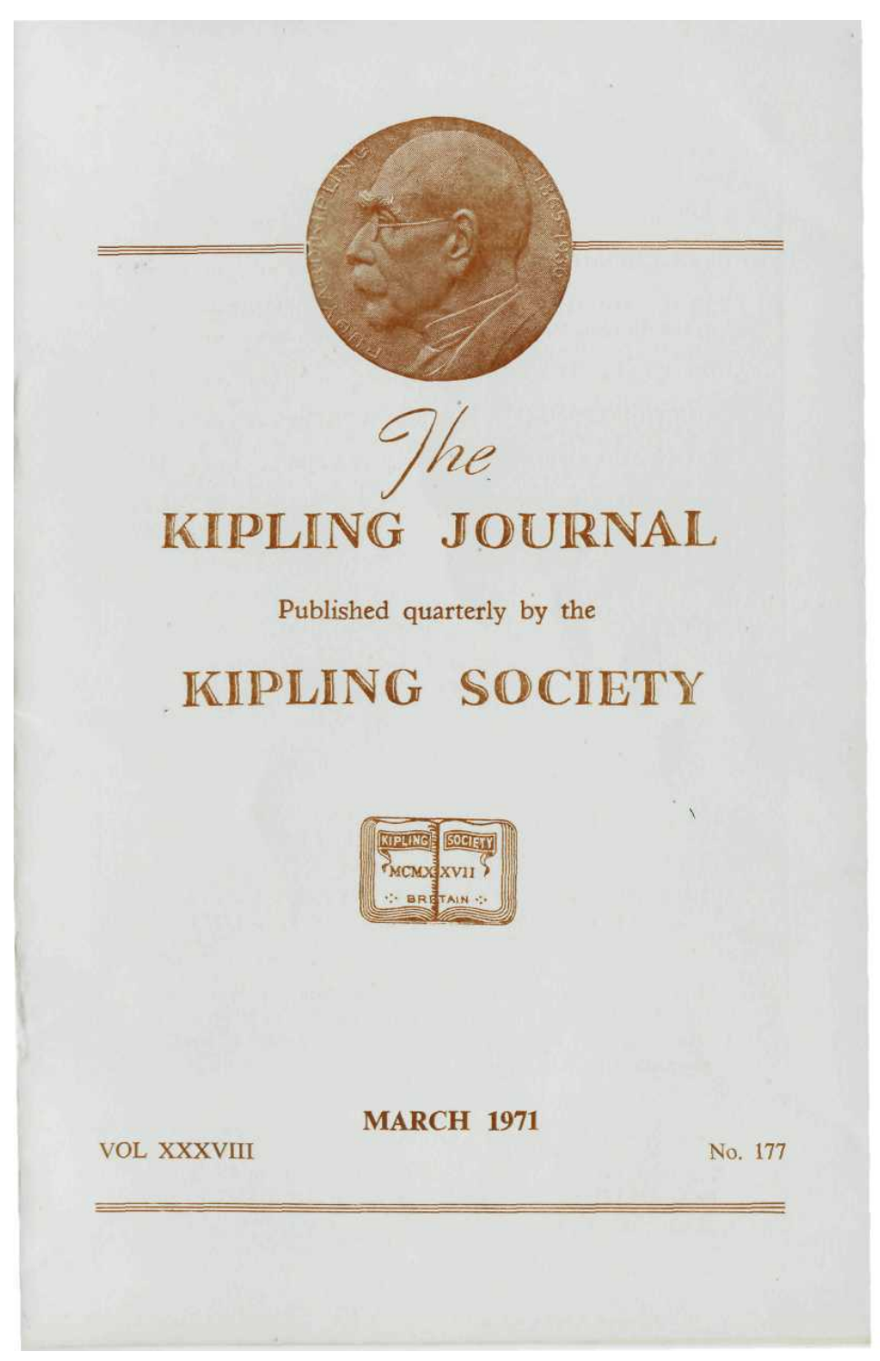# The KIPLING JOURNAL

Published quarterly by the

## KIPLING SOCIETY

MARCH 1971

VOL XXXVIII

No. 177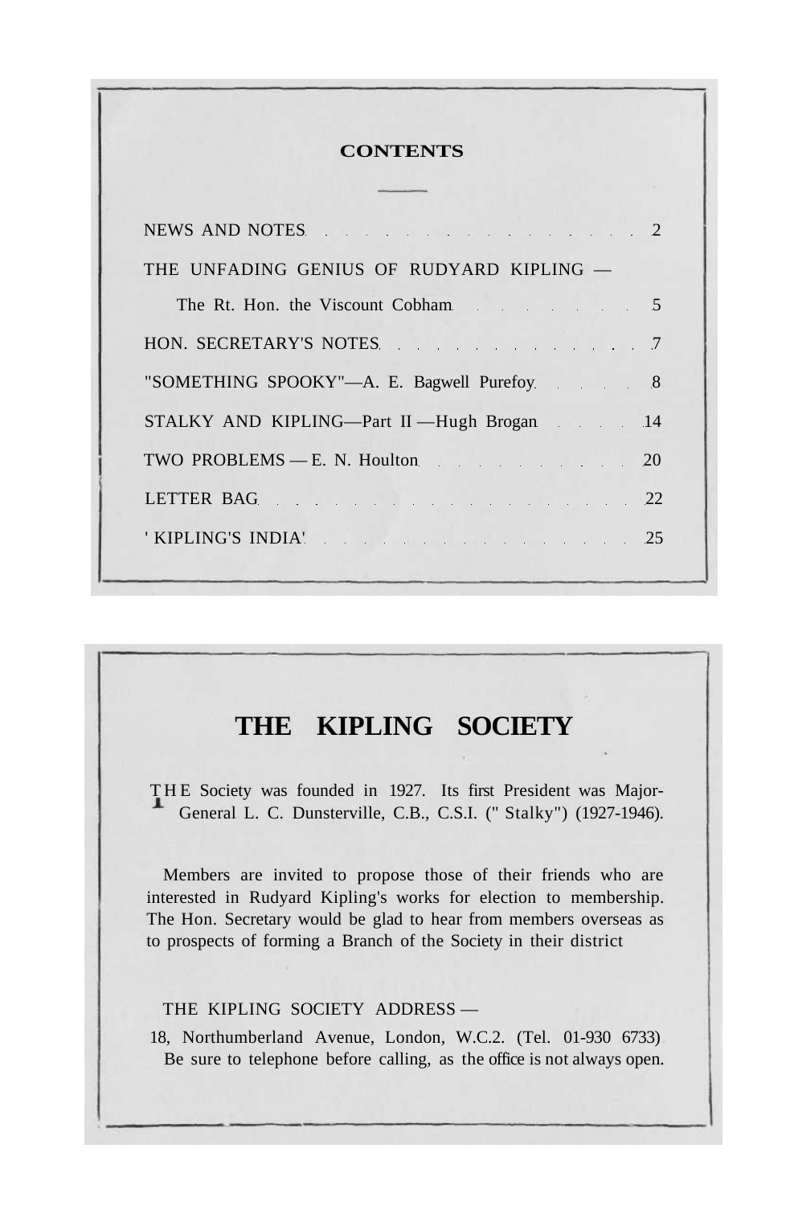## CONTENTS

| | |
|---|---|
| NEWS AND NOTES | 2 |
| THE UNFADING GENIUS OF RUDYARD KIPLING — The Rt. Hon. the Viscount Cobham | 5 |
| HON. SECRETARY'S NOTES | 7 |
| "SOMETHING SPOOKY"—A. E. Bagwell Purefoy | 8 |
| STALKY AND KIPLING—Part II —Hugh Brogan | 14 |
| TWO PROBLEMS — E. N. Houlton | 20 |
| LETTER BAG | 22 |
| ' KIPLING'S INDIA' | 25 |

# THE KIPLING SOCIETY

THE Society was founded in 1927. Its first President was Major-General L. C. Dunsterville, C.B., C.S.I. (" Stalky") (1927-1946).

Members are invited to propose those of their friends who are interested in Rudyard Kipling's works for election to membership. The Hon. Secretary would be glad to hear from members overseas as to prospects of forming a Branch of the Society in their district

THE KIPLING SOCIETY ADDRESS —

18, Northumberland Avenue, London, W.C.2. (Tel. 01-930 6733) Be sure to telephone before calling, as the office is not always open.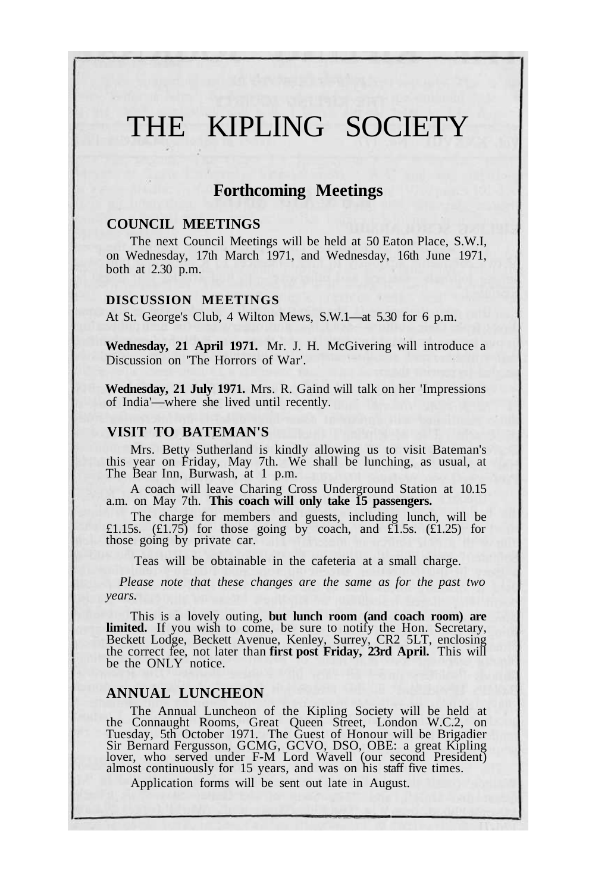# THE KIPLING SOCIETY

## Forthcoming Meetings

### COUNCIL MEETINGS

The next Council Meetings will be held at 50 Eaton Place, S.W.I, on Wednesday, 17th March 1971, and Wednesday, 16th June 1971, both at 2.30 p.m.

### DISCUSSION MEETINGS

At St. George's Club, 4 Wilton Mews, S.W.1—at 5.30 for 6 p.m.

**Wednesday, 21 April 1971.** Mr. J. H. McGivering will introduce a Discussion on 'The Horrors of War'.

**Wednesday, 21 July 1971.** Mrs. R. Gaind will talk on her 'Impressions of India'—where she lived until recently.

### VISIT TO BATEMAN'S

Mrs. Betty Sutherland is kindly allowing us to visit Bateman's this year on Friday, May 7th. We shall be lunching, as usual, at The Bear Inn, Burwash, at 1 p.m.

A coach will leave Charing Cross Underground Station at 10.15 a.m. on May 7th. **This coach will only take 15 passengers.**

The charge for members and guests, including lunch, will be £1.15s. (£1.75) for those going by coach, and £1.5s. (£1.25) for those going by private car.

Teas will be obtainable in the cafeteria at a small charge.

*Please note that these changes are the same as for the past two years.*

This is a lovely outing, **but lunch room (and coach room) are limited.** If you wish to come, be sure to notify the Hon. Secretary, Beckett Lodge, Beckett Avenue, Kenley, Surrey, CR2 5LT, enclosing the correct fee, not later than **first post Friday, 23rd April.** This will be the ONLY notice.

### ANNUAL LUNCHEON

The Annual Luncheon of the Kipling Society will be held at the Connaught Rooms, Great Queen Street, London W.C.2, on Tuesday, 5th October 1971. The Guest of Honour will be Brigadier Sir Bernard Fergusson, GCMG, GCVO, DSO, OBE: a great Kipling lover, who served under F-M Lord Wavell (our second President) almost continuously for 15 years, and was on his staff five times.

Application forms will be sent out late in August.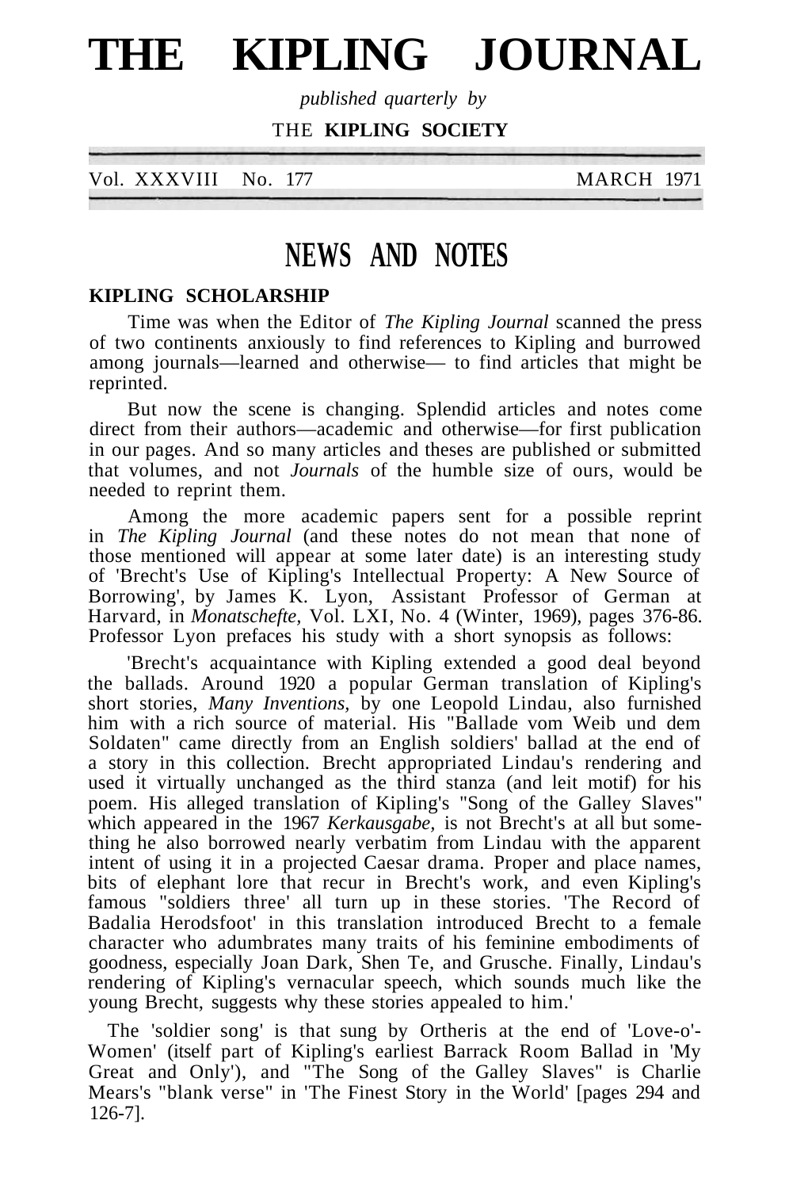# THE KIPLING JOURNAL

*published quarterly by*

THE **KIPLING SOCIETY**

Vol. XXXVIII No. 177 MARCH 1971

## NEWS AND NOTES

### KIPLING SCHOLARSHIP

Time was when the Editor of *The Kipling Journal* scanned the press of two continents anxiously to find references to Kipling and burrowed among journals—learned and otherwise— to find articles that might be reprinted.

But now the scene is changing. Splendid articles and notes come direct from their authors—academic and otherwise—for first publication in our pages. And so many articles and theses are published or submitted that volumes, and not *Journals* of the humble size of ours, would be needed to reprint them.

Among the more academic papers sent for a possible reprint in *The Kipling Journal* (and these notes do not mean that none of those mentioned will appear at some later date) is an interesting study of 'Brecht's Use of Kipling's Intellectual Property: A New Source of Borrowing', by James K. Lyon, Assistant Professor of German at Harvard, in *Monatschefte,* Vol. LXI, No. 4 (Winter, 1969), pages 376-86. Professor Lyon prefaces his study with a short synopsis as follows:

'Brecht's acquaintance with Kipling extended a good deal beyond the ballads. Around 1920 a popular German translation of Kipling's short stories, *Many Inventions*, by one Leopold Lindau, also furnished him with a rich source of material. His "Ballade vom Weib und dem Soldaten" came directly from an English soldiers' ballad at the end of a story in this collection. Brecht appropriated Lindau's rendering and used it virtually unchanged as the third stanza (and leit motif) for his poem. His alleged translation of Kipling's "Song of the Galley Slaves" which appeared in the 1967 *Kerkausgabe,* is not Brecht's at all but something he also borrowed nearly verbatim from Lindau with the apparent intent of using it in a projected Caesar drama. Proper and place names, bits of elephant lore that recur in Brecht's work, and even Kipling's famous "soldiers three' all turn up in these stories. 'The Record of Badalia Herodsfoot' in this translation introduced Brecht to a female character who adumbrates many traits of his feminine embodiments of goodness, especially Joan Dark, Shen Te, and Grusche. Finally, Lindau's rendering of Kipling's vernacular speech, which sounds much like the young Brecht, suggests why these stories appealed to him.'

The 'soldier song' is that sung by Ortheris at the end of 'Love-o'-Women' (itself part of Kipling's earliest Barrack Room Ballad in 'My Great and Only'), and "The Song of the Galley Slaves" is Charlie Mears's "blank verse" in 'The Finest Story in the World' [pages 294 and 126-7].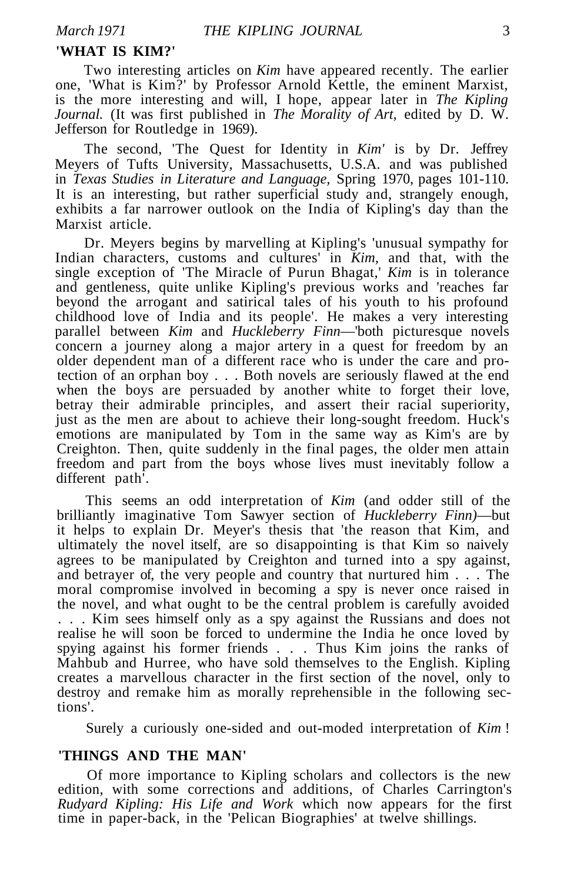## 'WHAT IS KIM?'

Two interesting articles on *Kim* have appeared recently. The earlier one, 'What is Kim?' by Professor Arnold Kettle, the eminent Marxist, is the more interesting and will, I hope, appear later in *The Kipling Journal.* (It was first published in *The Morality of Art,* edited by D. W. Jefferson for Routledge in 1969).

The second, 'The Quest for Identity in *Kim'* is by Dr. Jeffrey Meyers of Tufts University, Massachusetts, U.S.A. and was published in *Texas Studies in Literature and Language,* Spring 1970, pages 101-110. It is an interesting, but rather superficial study and, strangely enough, exhibits a far narrower outlook on the India of Kipling's day than the Marxist article.

Dr. Meyers begins by marvelling at Kipling's 'unusual sympathy for Indian characters, customs and cultures' in *Kim,* and that, with the single exception of 'The Miracle of Purun Bhagat,' *Kim* is in tolerance and gentleness, quite unlike Kipling's previous works and 'reaches far beyond the arrogant and satirical tales of his youth to his profound childhood love of India and its people'. He makes a very interesting parallel between *Kim* and *Huckleberry Finn*—'both picturesque novels concern a journey along a major artery in a quest for freedom by an older dependent man of a different race who is under the care and protection of an orphan boy . . . Both novels are seriously flawed at the end when the boys are persuaded by another white to forget their love, betray their admirable principles, and assert their racial superiority, just as the men are about to achieve their long-sought freedom. Huck's emotions are manipulated by Tom in the same way as Kim's are by Creighton. Then, quite suddenly in the final pages, the older men attain freedom and part from the boys whose lives must inevitably follow a different path'.

This seems an odd interpretation of *Kim* (and odder still of the brilliantly imaginative Tom Sawyer section of *Huckleberry Finn)*—but it helps to explain Dr. Meyer's thesis that 'the reason that Kim, and ultimately the novel itself, are so disappointing is that Kim so naively agrees to be manipulated by Creighton and turned into a spy against, and betrayer of, the very people and country that nurtured him . . . The moral compromise involved in becoming a spy is never once raised in the novel, and what ought to be the central problem is carefully avoided . . . Kim sees himself only as a spy against the Russians and does not realise he will soon be forced to undermine the India he once loved by spying against his former friends . . . Thus Kim joins the ranks of Mahbub and Hurree, who have sold themselves to the English. Kipling creates a marvellous character in the first section of the novel, only to destroy and remake him as morally reprehensible in the following sections'.

Surely a curiously one-sided and out-moded interpretation of *Kim* !

## 'THINGS AND THE MAN'

Of more importance to Kipling scholars and collectors is the new edition, with some corrections and additions, of Charles Carrington's *Rudyard Kipling: His Life and Work* which now appears for the first time in paper-back, in the 'Pelican Biographies' at twelve shillings.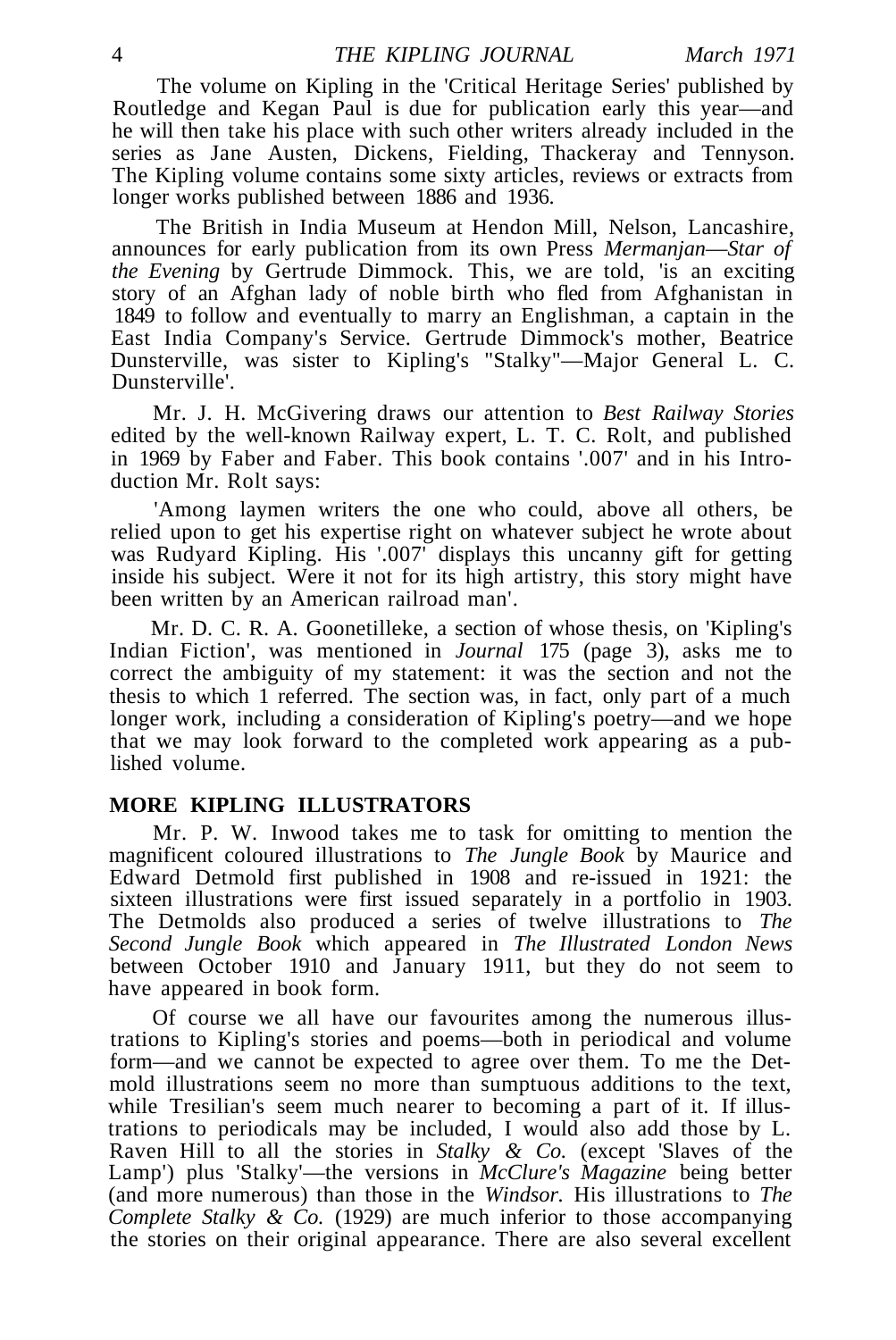The volume on Kipling in the 'Critical Heritage Series' published by Routledge and Kegan Paul is due for publication early this year—and he will then take his place with such other writers already included in the series as Jane Austen, Dickens, Fielding, Thackeray and Tennyson. The Kipling volume contains some sixty articles, reviews or extracts from longer works published between 1886 and 1936.

The British in India Museum at Hendon Mill, Nelson, Lancashire, announces for early publication from its own Press *Mermanjan—Star of the Evening* by Gertrude Dimmock. This, we are told, 'is an exciting story of an Afghan lady of noble birth who fled from Afghanistan in 1849 to follow and eventually to marry an Englishman, a captain in the East India Company's Service. Gertrude Dimmock's mother, Beatrice Dunsterville, was sister to Kipling's "Stalky"—Major General L. C. Dunsterville'.

Mr. J. H. McGivering draws our attention to *Best Railway Stories* edited by the well-known Railway expert, L. T. C. Rolt, and published in 1969 by Faber and Faber. This book contains '.007' and in his Introduction Mr. Rolt says:

'Among laymen writers the one who could, above all others, be relied upon to get his expertise right on whatever subject he wrote about was Rudyard Kipling. His '.007' displays this uncanny gift for getting inside his subject. Were it not for its high artistry, this story might have been written by an American railroad man'.

Mr. D. C. R. A. Goonetilleke, a section of whose thesis, on 'Kipling's Indian Fiction', was mentioned in *Journal* 175 (page 3), asks me to correct the ambiguity of my statement: it was the section and not the thesis to which 1 referred. The section was, in fact, only part of a much longer work, including a consideration of Kipling's poetry—and we hope that we may look forward to the completed work appearing as a published volume.

## MORE KIPLING ILLUSTRATORS

Mr. P. W. Inwood takes me to task for omitting to mention the magnificent coloured illustrations to *The Jungle Book* by Maurice and Edward Detmold first published in 1908 and re-issued in 1921: the sixteen illustrations were first issued separately in a portfolio in 1903. The Detmolds also produced a series of twelve illustrations to *The Second Jungle Book* which appeared in *The Illustrated London News* between October 1910 and January 1911, but they do not seem to have appeared in book form.

Of course we all have our favourites among the numerous illustrations to Kipling's stories and poems—both in periodical and volume form—and we cannot be expected to agree over them. To me the Detmold illustrations seem no more than sumptuous additions to the text, while Tresilian's seem much nearer to becoming a part of it. If illustrations to periodicals may be included, I would also add those by L. Raven Hill to all the stories in *Stalky & Co.* (except 'Slaves of the Lamp') plus 'Stalky'—the versions in *McClure's Magazine* being better (and more numerous) than those in the *Windsor.* His illustrations to *The Complete Stalky & Co.* (1929) are much inferior to those accompanying the stories on their original appearance. There are also several excellent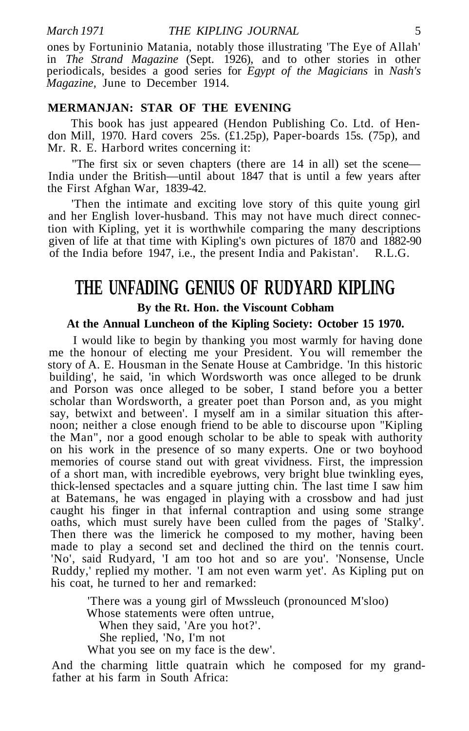ones by Fortuninio Matania, notably those illustrating 'The Eye of Allah' in *The Strand Magazine* (Sept. 1926), and to other stories in other periodicals, besides a good series for *Egypt of the Magicians* in *Nash's Magazine,* June to December 1914.

**MERMANJAN: STAR OF THE EVENING**

This book has just appeared (Hendon Publishing Co. Ltd. of Hendon Mill, 1970. Hard covers 25s. (£1.25p), Paper-boards 15s. (75p), and Mr. R. E. Harbord writes concerning it:

"The first six or seven chapters (there are 14 in all) set the scene—India under the British—until about 1847 that is until a few years after the First Afghan War, 1839-42.

'Then the intimate and exciting love story of this quite young girl and her English lover-husband. This may not have much direct connection with Kipling, yet it is worthwhile comparing the many descriptions given of life at that time with Kipling's own pictures of 1870 and 1882-90 of the India before 1947, i.e., the present India and Pakistan'. R.L.G.

# THE UNFADING GENIUS OF RUDYARD KIPLING

**By the Rt. Hon. the Viscount Cobham**

**At the Annual Luncheon of the Kipling Society: October 15 1970.**

I would like to begin by thanking you most warmly for having done me the honour of electing me your President. You will remember the story of A. E. Housman in the Senate House at Cambridge. 'In this historic building', he said, 'in which Wordsworth was once alleged to be drunk and Porson was once alleged to be sober, I stand before you a better scholar than Wordsworth, a greater poet than Porson and, as you might say, betwixt and between'. I myself am in a similar situation this afternoon; neither a close enough friend to be able to discourse upon "Kipling the Man", nor a good enough scholar to be able to speak with authority on his work in the presence of so many experts. One or two boyhood memories of course stand out with great vividness. First, the impression of a short man, with incredible eyebrows, very bright blue twinkling eyes, thick-lensed spectacles and a square jutting chin. The last time I saw him at Batemans, he was engaged in playing with a crossbow and had just caught his finger in that infernal contraption and using some strange oaths, which must surely have been culled from the pages of 'Stalky'. Then there was the limerick he composed to my mother, having been made to play a second set and declined the third on the tennis court. 'No', said Rudyard, 'I am too hot and so are you'. 'Nonsense, Uncle Ruddy,' replied my mother. 'I am not even warm yet'. As Kipling put on his coat, he turned to her and remarked:

'There was a young girl of Mwssleuch (pronounced M'sloo)
Whose statements were often untrue,
When they said, 'Are you hot?'.
She replied, 'No, I'm not
What you see on my face is the dew'.

And the charming little quatrain which he composed for my grandfather at his farm in South Africa: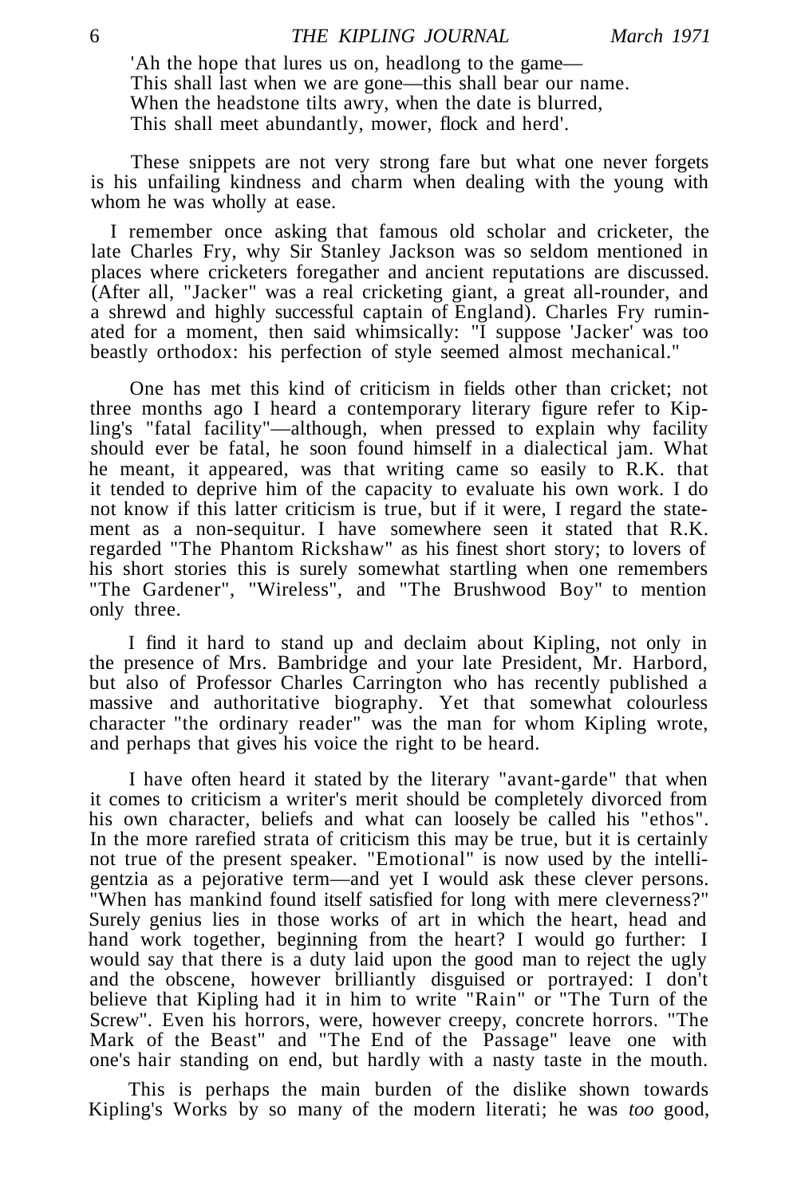'Ah the hope that lures us on, headlong to the game—
This shall last when we are gone—this shall bear our name.
When the headstone tilts awry, when the date is blurred,
This shall meet abundantly, mower, flock and herd'.

These snippets are not very strong fare but what one never forgets is his unfailing kindness and charm when dealing with the young with whom he was wholly at ease.

I remember once asking that famous old scholar and cricketer, the late Charles Fry, why Sir Stanley Jackson was so seldom mentioned in places where cricketers foregather and ancient reputations are discussed. (After all, "Jacker" was a real cricketing giant, a great all-rounder, and a shrewd and highly successful captain of England). Charles Fry ruminated for a moment, then said whimsically: "I suppose 'Jacker' was too beastly orthodox: his perfection of style seemed almost mechanical."

One has met this kind of criticism in fields other than cricket; not three months ago I heard a contemporary literary figure refer to Kipling's "fatal facility"—although, when pressed to explain why facility should ever be fatal, he soon found himself in a dialectical jam. What he meant, it appeared, was that writing came so easily to R.K. that it tended to deprive him of the capacity to evaluate his own work. I do not know if this latter criticism is true, but if it were, I regard the statement as a non-sequitur. I have somewhere seen it stated that R.K. regarded "The Phantom Rickshaw" as his finest short story; to lovers of his short stories this is surely somewhat startling when one remembers "The Gardener", "Wireless", and "The Brushwood Boy" to mention only three.

I find it hard to stand up and declaim about Kipling, not only in the presence of Mrs. Bambridge and your late President, Mr. Harbord, but also of Professor Charles Carrington who has recently published a massive and authoritative biography. Yet that somewhat colourless character "the ordinary reader" was the man for whom Kipling wrote, and perhaps that gives his voice the right to be heard.

I have often heard it stated by the literary "avant-garde" that when it comes to criticism a writer's merit should be completely divorced from his own character, beliefs and what can loosely be called his "ethos". In the more rarefied strata of criticism this may be true, but it is certainly not true of the present speaker. "Emotional" is now used by the intelligentzia as a pejorative term—and yet I would ask these clever persons. "When has mankind found itself satisfied for long with mere cleverness?" Surely genius lies in those works of art in which the heart, head and hand work together, beginning from the heart? I would go further: I would say that there is a duty laid upon the good man to reject the ugly and the obscene, however brilliantly disguised or portrayed: I don't believe that Kipling had it in him to write "Rain" or "The Turn of the Screw". Even his horrors, were, however creepy, concrete horrors. "The Mark of the Beast" and "The End of the Passage" leave one with one's hair standing on end, but hardly with a nasty taste in the mouth.

This is perhaps the main burden of the dislike shown towards Kipling's Works by so many of the modern literati; he was *too* good,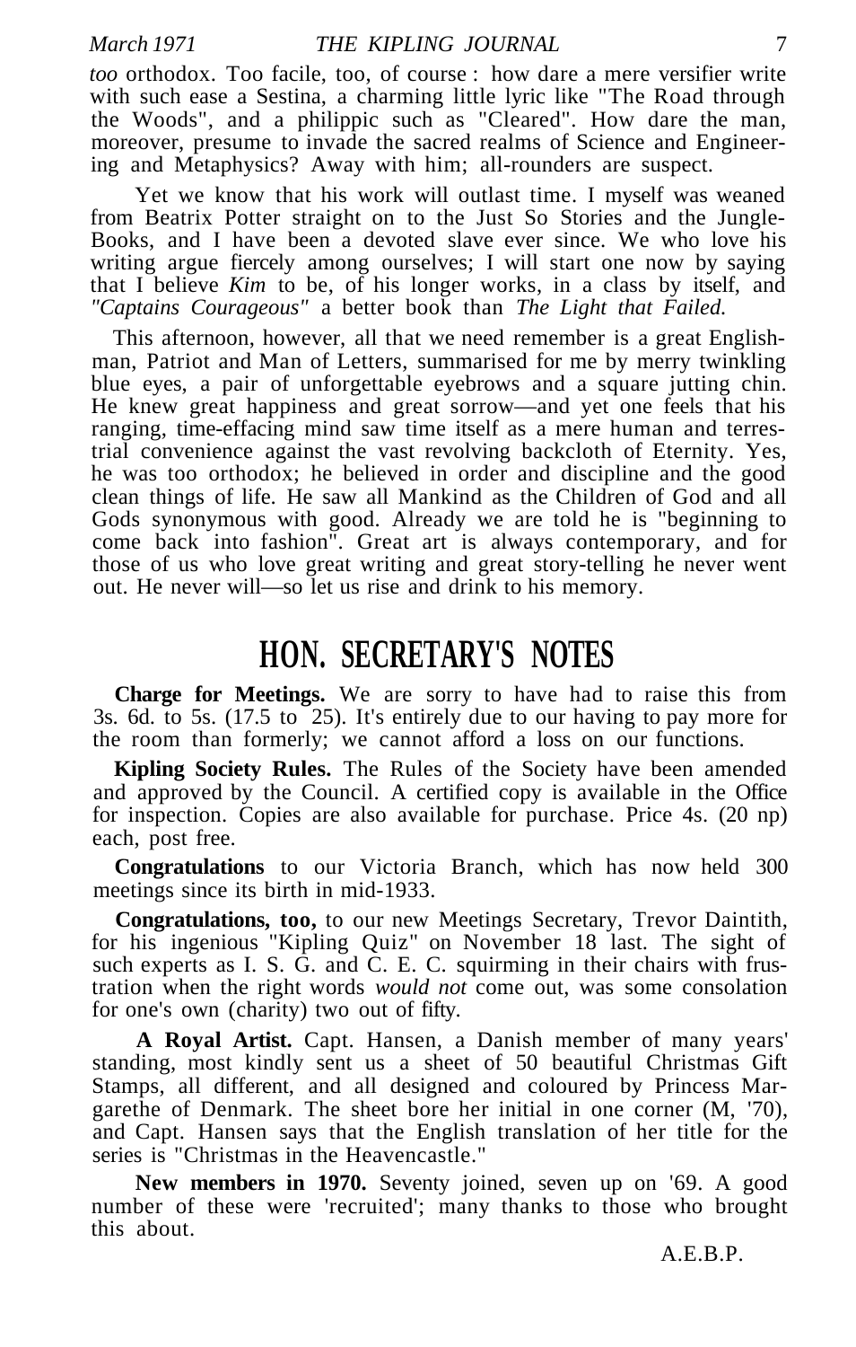*too* orthodox. Too facile, too, of course : how dare a mere versifier write with such ease a Sestina, a charming little lyric like "The Road through the Woods", and a philippic such as "Cleared". How dare the man, moreover, presume to invade the sacred realms of Science and Engineering and Metaphysics? Away with him; all-rounders are suspect.

Yet we know that his work will outlast time. I myself was weaned from Beatrix Potter straight on to the Just So Stories and the Jungle-Books, and I have been a devoted slave ever since. We who love his writing argue fiercely among ourselves; I will start one now by saying that I believe *Kim* to be, of his longer works, in a class by itself, and *"Captains Courageous"* a better book than *The Light that Failed.*

This afternoon, however, all that we need remember is a great Englishman, Patriot and Man of Letters, summarised for me by merry twinkling blue eyes, a pair of unforgettable eyebrows and a square jutting chin. He knew great happiness and great sorrow—and yet one feels that his ranging, time-effacing mind saw time itself as a mere human and terrestrial convenience against the vast revolving backcloth of Eternity. Yes, he was too orthodox; he believed in order and discipline and the good clean things of life. He saw all Mankind as the Children of God and all Gods synonymous with good. Already we are told he is "beginning to come back into fashion". Great art is always contemporary, and for those of us who love great writing and great story-telling he never went out. He never will—so let us rise and drink to his memory.

## HON. SECRETARY'S NOTES

**Charge for Meetings.** We are sorry to have had to raise this from 3s. 6d. to 5s. (17.5 to 25). It's entirely due to our having to pay more for the room than formerly; we cannot afford a loss on our functions.

**Kipling Society Rules.** The Rules of the Society have been amended and approved by the Council. A certified copy is available in the Office for inspection. Copies are also available for purchase. Price 4s. (20 np) each, post free.

**Congratulations** to our Victoria Branch, which has now held 300 meetings since its birth in mid-1933.

**Congratulations, too,** to our new Meetings Secretary, Trevor Daintith, for his ingenious "Kipling Quiz" on November 18 last. The sight of such experts as I. S. G. and C. E. C. squirming in their chairs with frustration when the right words *would not* come out, was some consolation for one's own (charity) two out of fifty.

**A Royal Artist.** Capt. Hansen, a Danish member of many years' standing, most kindly sent us a sheet of 50 beautiful Christmas Gift Stamps, all different, and all designed and coloured by Princess Margarethe of Denmark. The sheet bore her initial in one corner (M, '70), and Capt. Hansen says that the English translation of her title for the series is "Christmas in the Heavencastle."

**New members in 1970.** Seventy joined, seven up on '69. A good number of these were 'recruited'; many thanks to those who brought this about.

A.E.B.P.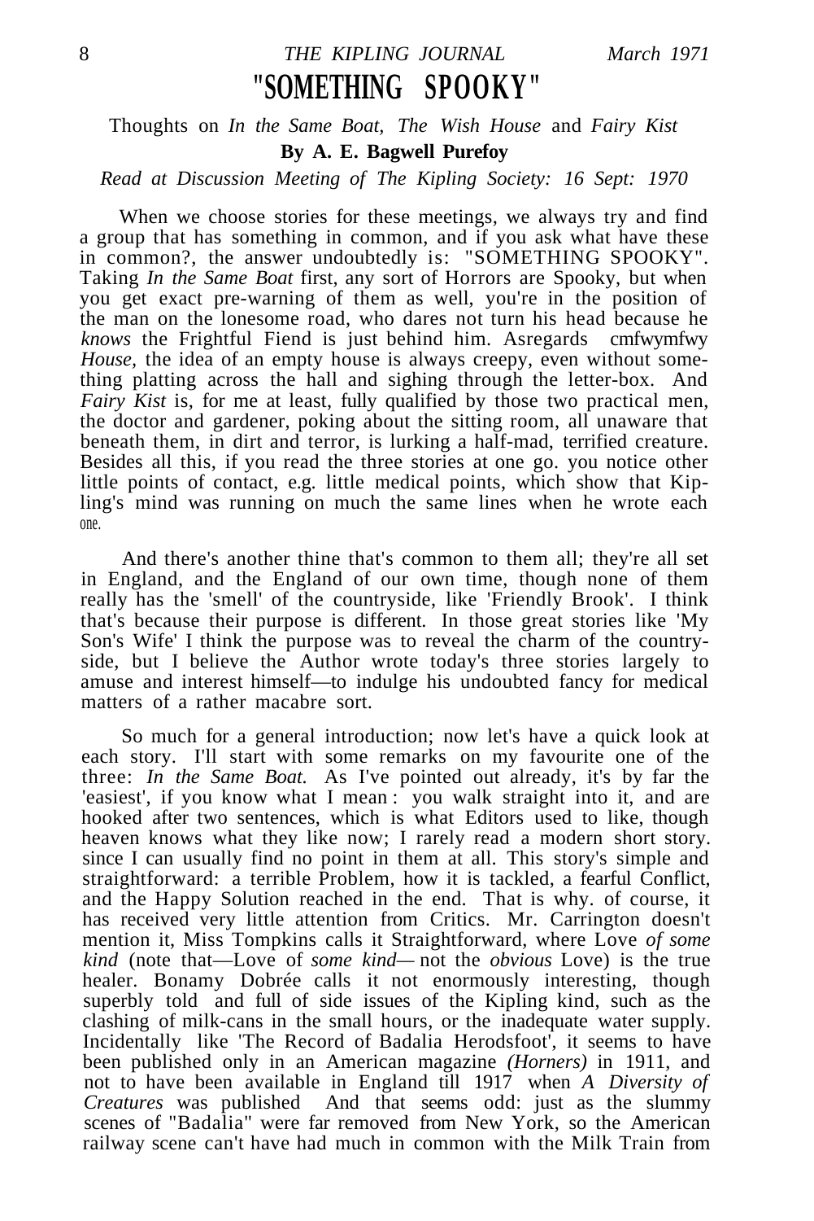# "SOMETHING SPOOKY"

Thoughts on *In the Same Boat, The Wish House* and *Fairy Kist*

**By A. E. Bagwell Purefoy**

*Read at Discussion Meeting of The Kipling Society: 16 Sept: 1970*

When we choose stories for these meetings, we always try and find a group that has something in common, and if you ask what have these in common?, the answer undoubtedly is: "SOMETHING SPOOKY". Taking *In the Same Boat* first, any sort of Horrors are Spooky, but when you get exact pre-warning of them as well, you're in the position of the man on the lonesome road, who dares not turn his head because he *knows* the Frightful Fiend is just behind him. Asregards cmfwymfwy *House,* the idea of an empty house is always creepy, even without something platting across the hall and sighing through the letter-box. And *Fairy Kist* is, for me at least, fully qualified by those two practical men, the doctor and gardener, poking about the sitting room, all unaware that beneath them, in dirt and terror, is lurking a half-mad, terrified creature. Besides all this, if you read the three stories at one go. you notice other little points of contact, e.g. little medical points, which show that Kipling's mind was running on much the same lines when he wrote each one.

And there's another thine that's common to them all; they're all set in England, and the England of our own time, though none of them really has the 'smell' of the countryside, like 'Friendly Brook'. I think that's because their purpose is different. In those great stories like 'My Son's Wife' I think the purpose was to reveal the charm of the countryside, but I believe the Author wrote today's three stories largely to amuse and interest himself—to indulge his undoubted fancy for medical matters of a rather macabre sort.

So much for a general introduction; now let's have a quick look at each story. I'll start with some remarks on my favourite one of the three: *In the Same Boat.* As I've pointed out already, it's by far the 'easiest', if you know what I mean : you walk straight into it, and are hooked after two sentences, which is what Editors used to like, though heaven knows what they like now; I rarely read a modern short story. since I can usually find no point in them at all. This story's simple and straightforward: a terrible Problem, how it is tackled, a fearful Conflict, and the Happy Solution reached in the end. That is why. of course, it has received very little attention from Critics. Mr. Carrington doesn't mention it, Miss Tompkins calls it Straightforward, where Love *of some kind* (note that—Love of *some kind—* not the *obvious* Love) is the true healer. Bonamy Dobrée calls it not enormously interesting, though superbly told and full of side issues of the Kipling kind, such as the clashing of milk-cans in the small hours, or the inadequate water supply. Incidentally like 'The Record of Badalia Herodsfoot', it seems to have been published only in an American magazine *(Horners)* in 1911, and not to have been available in England till 1917 when *A Diversity of Creatures* was published And that seems odd: just as the slummy scenes of "Badalia" were far removed from New York, so the American railway scene can't have had much in common with the Milk Train from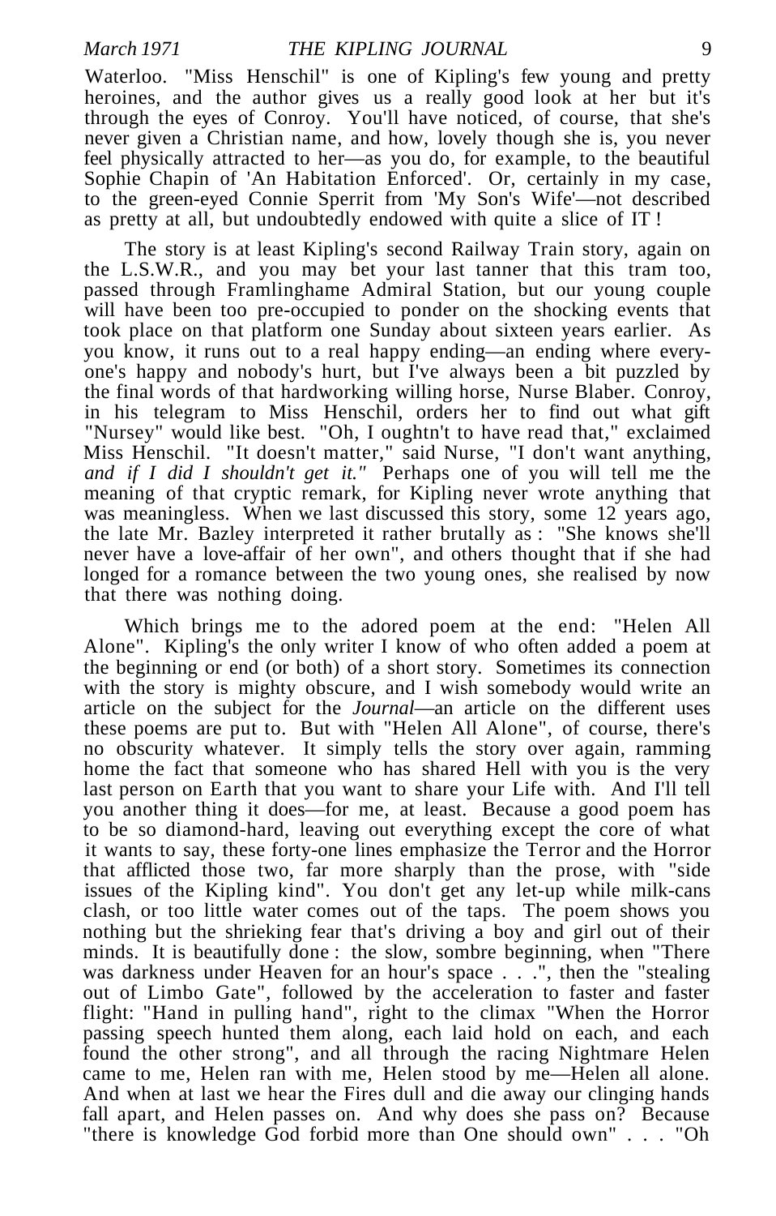Waterloo. "Miss Henschil" is one of Kipling's few young and pretty heroines, and the author gives us a really good look at her but it's through the eyes of Conroy. You'll have noticed, of course, that she's never given a Christian name, and how, lovely though she is, you never feel physically attracted to her—as you do, for example, to the beautiful Sophie Chapin of 'An Habitation Enforced'. Or, certainly in my case, to the green-eyed Connie Sperrit from 'My Son's Wife'—not described as pretty at all, but undoubtedly endowed with quite a slice of IT !

The story is at least Kipling's second Railway Train story, again on the L.S.W.R., and you may bet your last tanner that this tram too, passed through Framlinghame Admiral Station, but our young couple will have been too pre-occupied to ponder on the shocking events that took place on that platform one Sunday about sixteen years earlier. As you know, it runs out to a real happy ending—an ending where everyone's happy and nobody's hurt, but I've always been a bit puzzled by the final words of that hardworking willing horse, Nurse Blaber. Conroy, in his telegram to Miss Henschil, orders her to find out what gift "Nursey" would like best. "Oh, I oughtn't to have read that," exclaimed Miss Henschil. "It doesn't matter," said Nurse, "I don't want anything, *and if I did I shouldn't get it."* Perhaps one of you will tell me the meaning of that cryptic remark, for Kipling never wrote anything that was meaningless. When we last discussed this story, some 12 years ago, the late Mr. Bazley interpreted it rather brutally as : "She knows she'll never have a love-affair of her own", and others thought that if she had longed for a romance between the two young ones, she realised by now that there was nothing doing.

Which brings me to the adored poem at the end: "Helen All Alone". Kipling's the only writer I know of who often added a poem at the beginning or end (or both) of a short story. Sometimes its connection with the story is mighty obscure, and I wish somebody would write an article on the subject for the *Journal*—an article on the different uses these poems are put to. But with "Helen All Alone", of course, there's no obscurity whatever. It simply tells the story over again, ramming home the fact that someone who has shared Hell with you is the very last person on Earth that you want to share your Life with. And I'll tell you another thing it does—for me, at least. Because a good poem has to be so diamond-hard, leaving out everything except the core of what it wants to say, these forty-one lines emphasize the Terror and the Horror that afflicted those two, far more sharply than the prose, with "side issues of the Kipling kind". You don't get any let-up while milk-cans clash, or too little water comes out of the taps. The poem shows you nothing but the shrieking fear that's driving a boy and girl out of their minds. It is beautifully done : the slow, sombre beginning, when "There was darkness under Heaven for an hour's space . . .", then the "stealing out of Limbo Gate", followed by the acceleration to faster and faster flight: "Hand in pulling hand", right to the climax "When the Horror passing speech hunted them along, each laid hold on each, and each found the other strong", and all through the racing Nightmare Helen came to me, Helen ran with me, Helen stood by me—Helen all alone. And when at last we hear the Fires dull and die away our clinging hands fall apart, and Helen passes on. And why does she pass on? Because "there is knowledge God forbid more than One should own" . . . "Oh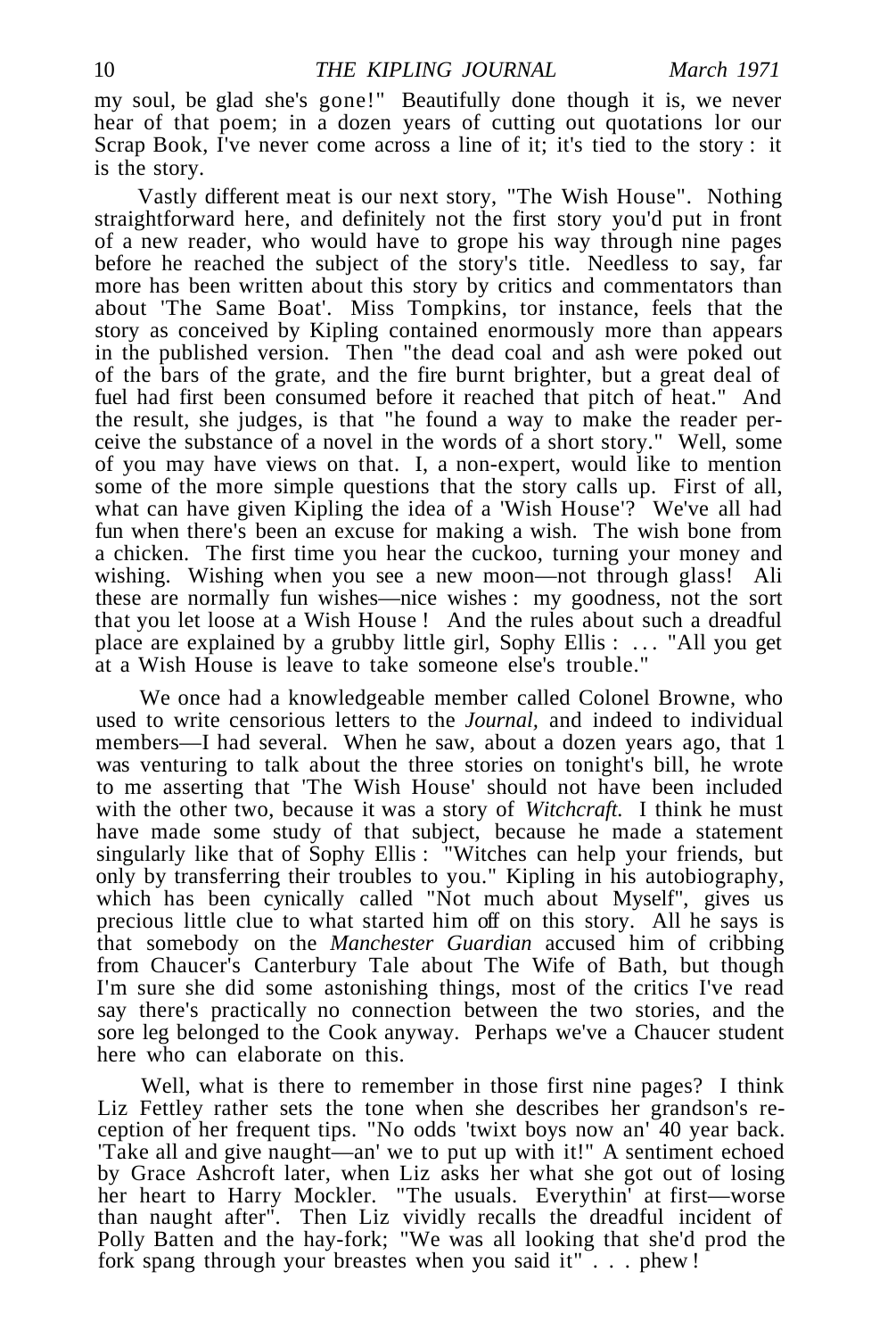my soul, be glad she's gone!" Beautifully done though it is, we never hear of that poem; in a dozen years of cutting out quotations lor our Scrap Book, I've never come across a line of it; it's tied to the story : it is the story.

Vastly different meat is our next story, "The Wish House". Nothing straightforward here, and definitely not the first story you'd put in front of a new reader, who would have to grope his way through nine pages before he reached the subject of the story's title. Needless to say, far more has been written about this story by critics and commentators than about 'The Same Boat'. Miss Tompkins, tor instance, feels that the story as conceived by Kipling contained enormously more than appears in the published version. Then "the dead coal and ash were poked out of the bars of the grate, and the fire burnt brighter, but a great deal of fuel had first been consumed before it reached that pitch of heat." And the result, she judges, is that "he found a way to make the reader perceive the substance of a novel in the words of a short story." Well, some of you may have views on that. I, a non-expert, would like to mention some of the more simple questions that the story calls up. First of all, what can have given Kipling the idea of a 'Wish House'? We've all had fun when there's been an excuse for making a wish. The wish bone from a chicken. The first time you hear the cuckoo, turning your money and wishing. Wishing when you see a new moon—not through glass! Ali these are normally fun wishes—nice wishes : my goodness, not the sort that you let loose at a Wish House ! And the rules about such a dreadful place are explained by a grubby little girl, Sophy Ellis : ... "All you get at a Wish House is leave to take someone else's trouble."

We once had a knowledgeable member called Colonel Browne, who used to write censorious letters to the *Journal*, and indeed to individual members—I had several. When he saw, about a dozen years ago, that 1 was venturing to talk about the three stories on tonight's bill, he wrote to me asserting that 'The Wish House' should not have been included with the other two, because it was a story of *Witchcraft.* I think he must have made some study of that subject, because he made a statement singularly like that of Sophy Ellis : "Witches can help your friends, but only by transferring their troubles to you." Kipling in his autobiography, which has been cynically called "Not much about Myself", gives us precious little clue to what started him off on this story. All he says is that somebody on the *Manchester Guardian* accused him of cribbing from Chaucer's Canterbury Tale about The Wife of Bath, but though I'm sure she did some astonishing things, most of the critics I've read say there's practically no connection between the two stories, and the sore leg belonged to the Cook anyway. Perhaps we've a Chaucer student here who can elaborate on this.

Well, what is there to remember in those first nine pages? I think Liz Fettley rather sets the tone when she describes her grandson's reception of her frequent tips. "No odds 'twixt boys now an' 40 year back. 'Take all and give naught—an' we to put up with it!" A sentiment echoed by Grace Ashcroft later, when Liz asks her what she got out of losing her heart to Harry Mockler. "The usuals. Everythin' at first—worse than naught after". Then Liz vividly recalls the dreadful incident of Polly Batten and the hay-fork; "We was all looking that she'd prod the fork spang through your breastes when you said it" . . . phew !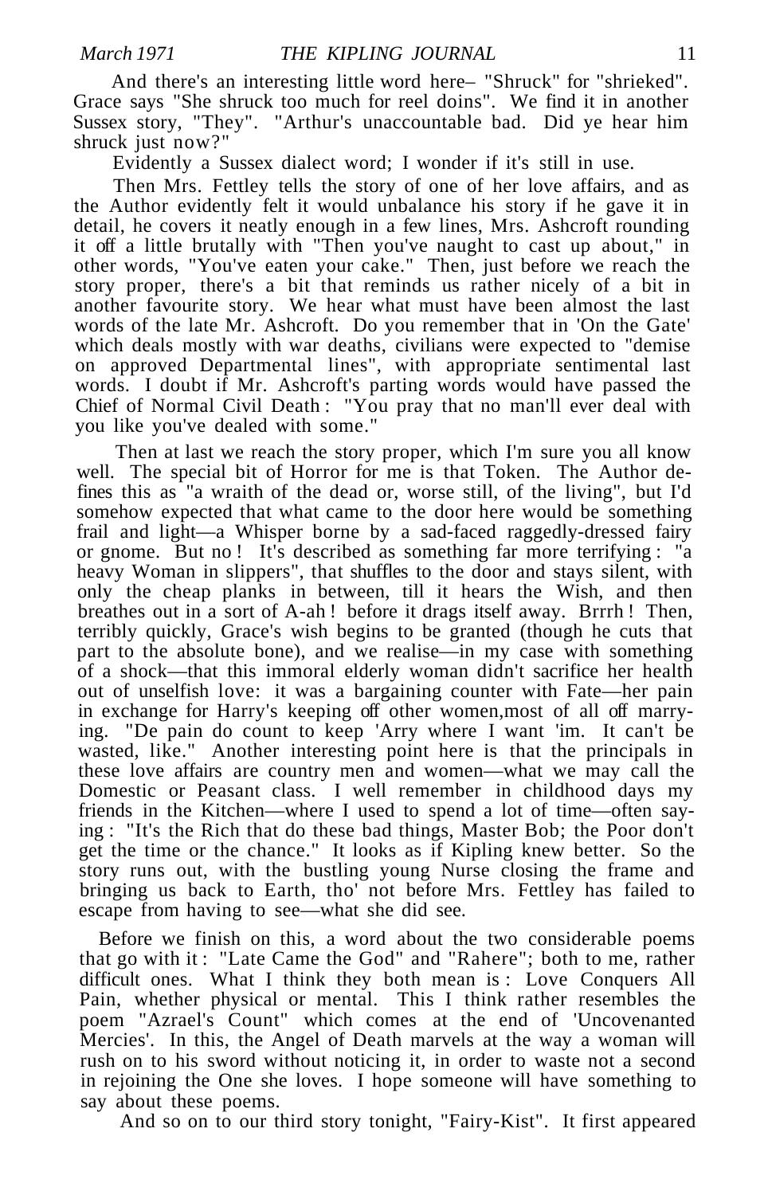And there's an interesting little word here– "Shruck" for "shrieked". Grace says "She shruck too much for reel doins". We find it in another Sussex story, "They". "Arthur's unaccountable bad. Did ye hear him shruck just now?"

Evidently a Sussex dialect word; I wonder if it's still in use.

Then Mrs. Fettley tells the story of one of her love affairs, and as the Author evidently felt it would unbalance his story if he gave it in detail, he covers it neatly enough in a few lines, Mrs. Ashcroft rounding it off a little brutally with "Then you've naught to cast up about," in other words, "You've eaten your cake." Then, just before we reach the story proper, there's a bit that reminds us rather nicely of a bit in another favourite story. We hear what must have been almost the last words of the late Mr. Ashcroft. Do you remember that in 'On the Gate' which deals mostly with war deaths, civilians were expected to "demise on approved Departmental lines", with appropriate sentimental last words. I doubt if Mr. Ashcroft's parting words would have passed the Chief of Normal Civil Death : "You pray that no man'll ever deal with you like you've dealt with some."

Then at last we reach the story proper, which I'm sure you all know well. The special bit of Horror for me is that Token. The Author defines this as "a wraith of the dead or, worse still, of the living", but I'd somehow expected that what came to the door here would be something frail and light—a Whisper borne by a sad-faced raggedly-dressed fairy or gnome. But no ! It's described as something far more terrifying : "a heavy Woman in slippers", that shuffles to the door and stays silent, with only the cheap planks in between, till it hears the Wish, and then breathes out in a sort of A-ah ! before it drags itself away. Brrrh ! Then, terribly quickly, Grace's wish begins to be granted (though he cuts that part to the absolute bone), and we realise—in my case with something of a shock—that this immoral elderly woman didn't sacrifice her health out of unselfish love: it was a bargaining counter with Fate—her pain in exchange for Harry's keeping off other women,most of all off marrying. "De pain do count to keep 'Arry where I want 'im. It can't be wasted, like." Another interesting point here is that the principals in these love affairs are country men and women—what we may call the Domestic or Peasant class. I well remember in childhood days my friends in the Kitchen—where I used to spend a lot of time—often saying : "It's the Rich that do these bad things, Master Bob; the Poor don't get the time or the chance." It looks as if Kipling knew better. So the story runs out, with the bustling young Nurse closing the frame and bringing us back to Earth, tho' not before Mrs. Fettley has failed to escape from having to see—what she did see.

Before we finish on this, a word about the two considerable poems that go with it : "Late Came the God" and "Rahere"; both to me, rather difficult ones. What I think they both mean is : Love Conquers All Pain, whether physical or mental. This I think rather resembles the poem "Azrael's Count" which comes at the end of 'Uncovenanted Mercies'. In this, the Angel of Death marvels at the way a woman will rush on to his sword without noticing it, in order to waste not a second in rejoining the One she loves. I hope someone will have something to say about these poems.

And so on to our third story tonight, "Fairy-Kist". It first appeared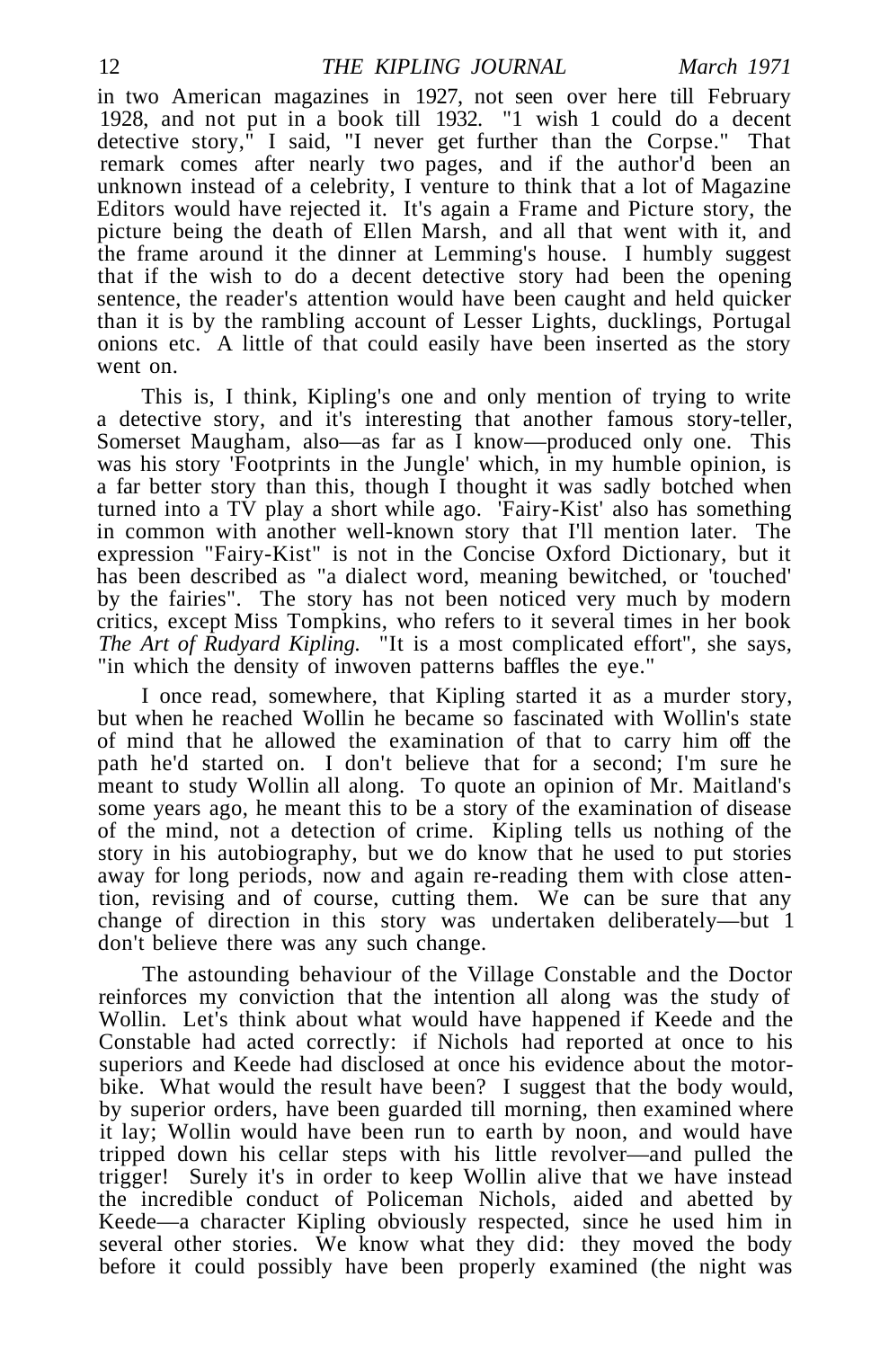in two American magazines in 1927, not seen over here till February 1928, and not put in a book till 1932. "1 wish 1 could do a decent detective story," I said, "I never get further than the Corpse." That remark comes after nearly two pages, and if the author'd been an unknown instead of a celebrity, I venture to think that a lot of Magazine Editors would have rejected it. It's again a Frame and Picture story, the picture being the death of Ellen Marsh, and all that went with it, and the frame around it the dinner at Lemming's house. I humbly suggest that if the wish to do a decent detective story had been the opening sentence, the reader's attention would have been caught and held quicker than it is by the rambling account of Lesser Lights, ducklings, Portugal onions etc. A little of that could easily have been inserted as the story went on.

This is, I think, Kipling's one and only mention of trying to write a detective story, and it's interesting that another famous story-teller, Somerset Maugham, also—as far as I know—produced only one. This was his story 'Footprints in the Jungle' which, in my humble opinion, is a far better story than this, though I thought it was sadly botched when turned into a TV play a short while ago. 'Fairy-Kist' also has something in common with another well-known story that I'll mention later. The expression "Fairy-Kist" is not in the Concise Oxford Dictionary, but it has been described as "a dialect word, meaning bewitched, or 'touched' by the fairies". The story has not been noticed very much by modern critics, except Miss Tompkins, who refers to it several times in her book *The Art of Rudyard Kipling.* "It is a most complicated effort", she says, "in which the density of inwoven patterns baffles the eye."

I once read, somewhere, that Kipling started it as a murder story, but when he reached Wollin he became so fascinated with Wollin's state of mind that he allowed the examination of that to carry him off the path he'd started on. I don't believe that for a second; I'm sure he meant to study Wollin all along. To quote an opinion of Mr. Maitland's some years ago, he meant this to be a story of the examination of disease of the mind, not a detection of crime. Kipling tells us nothing of the story in his autobiography, but we do know that he used to put stories away for long periods, now and again re-reading them with close attention, revising and of course, cutting them. We can be sure that any change of direction in this story was undertaken deliberately—but 1 don't believe there was any such change.

The astounding behaviour of the Village Constable and the Doctor reinforces my conviction that the intention all along was the study of Wollin. Let's think about what would have happened if Keede and the Constable had acted correctly: if Nichols had reported at once to his superiors and Keede had disclosed at once his evidence about the motor-bike. What would the result have been? I suggest that the body would, by superior orders, have been guarded till morning, then examined where it lay; Wollin would have been run to earth by noon, and would have tripped down his cellar steps with his little revolver—and pulled the trigger! Surely it's in order to keep Wollin alive that we have instead the incredible conduct of Policeman Nichols, aided and abetted by Keede—a character Kipling obviously respected, since he used him in several other stories. We know what they did: they moved the body before it could possibly have been properly examined (the night was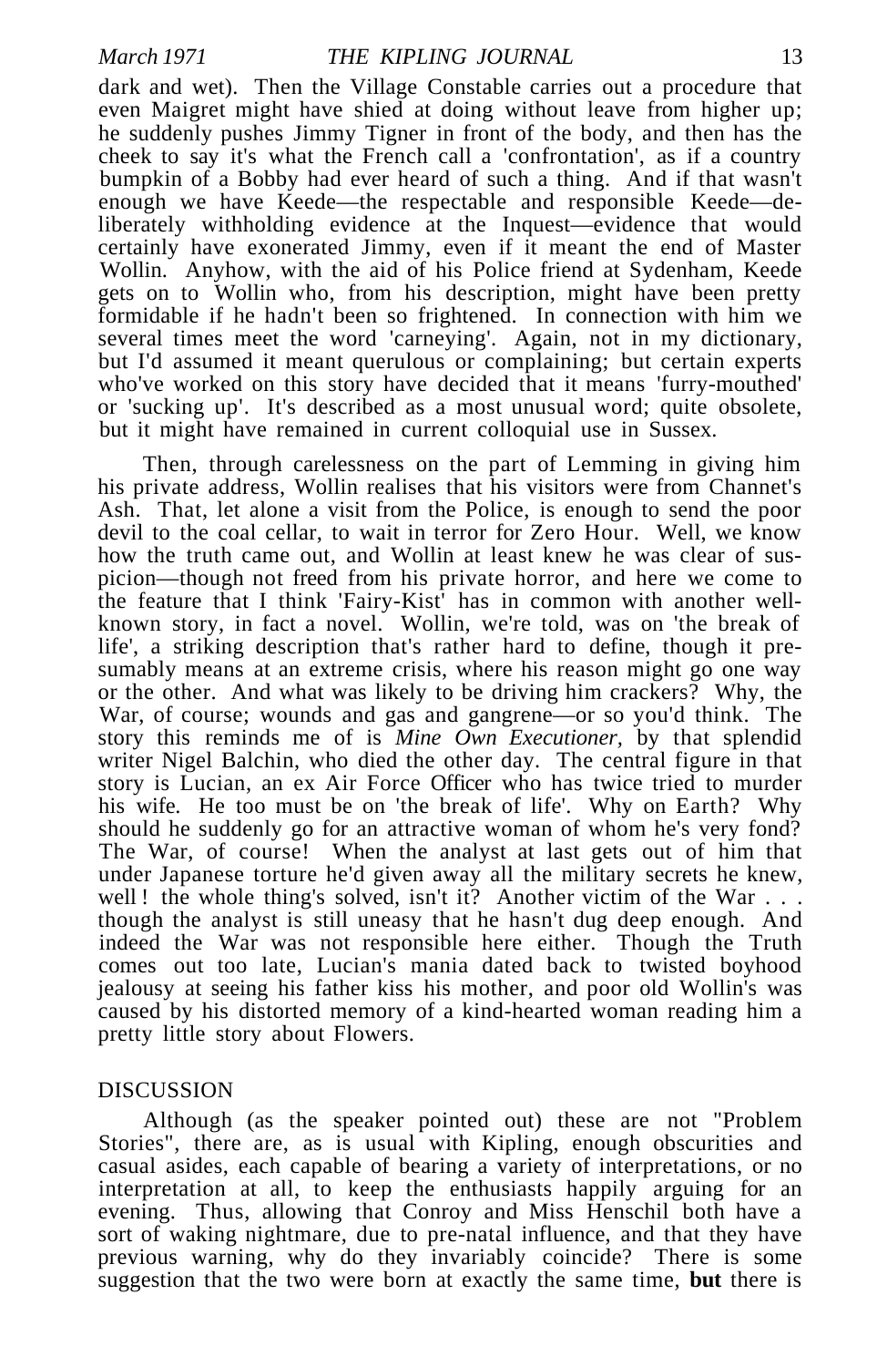dark and wet). Then the Village Constable carries out a procedure that even Maigret might have shied at doing without leave from higher up; he suddenly pushes Jimmy Tigner in front of the body, and then has the cheek to say it's what the French call a 'confrontation', as if a country bumpkin of a Bobby had ever heard of such a thing. And if that wasn't enough we have Keede—the respectable and responsible Keede—deliberately withholding evidence at the Inquest—evidence that would certainly have exonerated Jimmy, even if it meant the end of Master Wollin. Anyhow, with the aid of his Police friend at Sydenham, Keede gets on to Wollin who, from his description, might have been pretty formidable if he hadn't been so frightened. In connection with him we several times meet the word 'carneying'. Again, not in my dictionary, but I'd assumed it meant querulous or complaining; but certain experts who've worked on this story have decided that it means 'furry-mouthed' or 'sucking up'. It's described as a most unusual word; quite obsolete, but it might have remained in current colloquial use in Sussex.

Then, through carelessness on the part of Lemming in giving him his private address, Wollin realises that his visitors were from Channet's Ash. That, let alone a visit from the Police, is enough to send the poor devil to the coal cellar, to wait in terror for Zero Hour. Well, we know how the truth came out, and Wollin at least knew he was clear of suspicion—though not freed from his private horror, and here we come to the feature that I think 'Fairy-Kist' has in common with another well-known story, in fact a novel. Wollin, we're told, was on 'the break of life', a striking description that's rather hard to define, though it presumably means at an extreme crisis, where his reason might go one way or the other. And what was likely to be driving him crackers? Why, the War, of course; wounds and gas and gangrene—or so you'd think. The story this reminds me of is *Mine Own Executioner,* by that splendid writer Nigel Balchin, who died the other day. The central figure in that story is Lucian, an ex Air Force Officer who has twice tried to murder his wife. He too must be on 'the break of life'. Why on Earth? Why should he suddenly go for an attractive woman of whom he's very fond? The War, of course! When the analyst at last gets out of him that under Japanese torture he'd given away all the military secrets he knew, well ! the whole thing's solved, isn't it? Another victim of the War . . . though the analyst is still uneasy that he hasn't dug deep enough. And indeed the War was not responsible here either. Though the Truth comes out too late, Lucian's mania dated back to twisted boyhood jealousy at seeing his father kiss his mother, and poor old Wollin's was caused by his distorted memory of a kind-hearted woman reading him a pretty little story about Flowers.

## DISCUSSION

Although (as the speaker pointed out) these are not "Problem Stories", there are, as is usual with Kipling, enough obscurities and casual asides, each capable of bearing a variety of interpretations, or no interpretation at all, to keep the enthusiasts happily arguing for an evening. Thus, allowing that Conroy and Miss Henschil both have a sort of waking nightmare, due to pre-natal influence, and that they have previous warning, why do they invariably coincide? There is some suggestion that the two were born at exactly the same time, **but** there is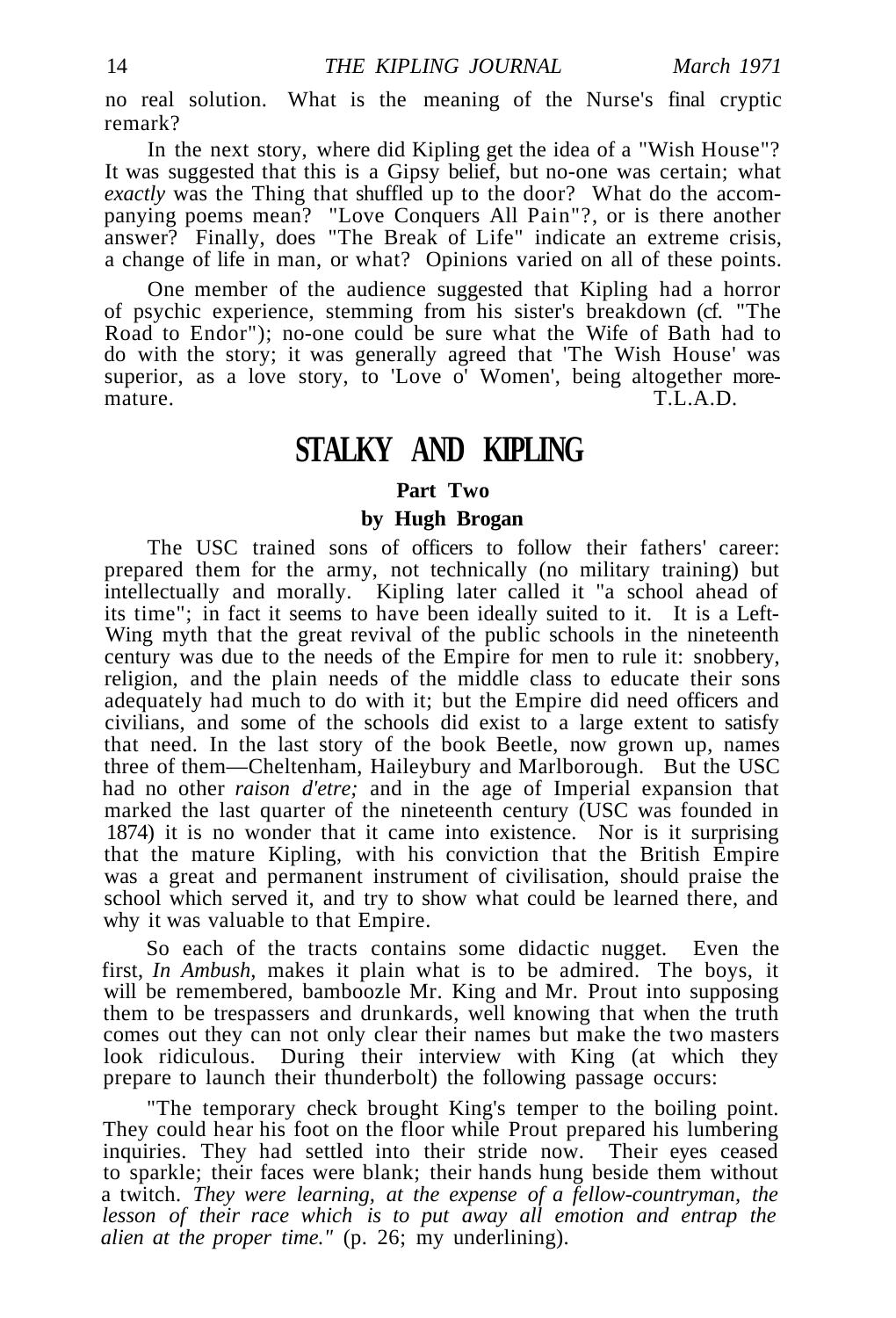no real solution. What is the meaning of the Nurse's final cryptic remark?

In the next story, where did Kipling get the idea of a "Wish House"? It was suggested that this is a Gipsy belief, but no-one was certain; what *exactly* was the Thing that shuffled up to the door? What do the accompanying poems mean? "Love Conquers All Pain"?, or is there another answer? Finally, does "The Break of Life" indicate an extreme crisis, a change of life in man, or what? Opinions varied on all of these points.

One member of the audience suggested that Kipling had a horror of psychic experience, stemming from his sister's breakdown (cf. "The Road to Endor"); no-one could be sure what the Wife of Bath had to do with the story; it was generally agreed that 'The Wish House' was superior, as a love story, to 'Love o' Women', being altogether more mature. T.L.A.D.

# STALKY AND KIPLING

### Part Two

**by Hugh Brogan**

The USC trained sons of officers to follow their fathers' career: prepared them for the army, not technically (no military training) but intellectually and morally. Kipling later called it "a school ahead of its time"; in fact it seems to have been ideally suited to it. It is a Left-Wing myth that the great revival of the public schools in the nineteenth century was due to the needs of the Empire for men to rule it: snobbery, religion, and the plain needs of the middle class to educate their sons adequately had much to do with it; but the Empire did need officers and civilians, and some of the schools did exist to a large extent to satisfy that need. In the last story of the book Beetle, now grown up, names three of them—Cheltenham, Haileybury and Marlborough. But the USC had no other *raison d'etre;* and in the age of Imperial expansion that marked the last quarter of the nineteenth century (USC was founded in 1874) it is no wonder that it came into existence. Nor is it surprising that the mature Kipling, with his conviction that the British Empire was a great and permanent instrument of civilisation, should praise the school which served it, and try to show what could be learned there, and why it was valuable to that Empire.

So each of the tracts contains some didactic nugget. Even the first, *In Ambush,* makes it plain what is to be admired. The boys, it will be remembered, bamboozle Mr. King and Mr. Prout into supposing them to be trespassers and drunkards, well knowing that when the truth comes out they can not only clear their names but make the two masters look ridiculous. During their interview with King (at which they prepare to launch their thunderbolt) the following passage occurs:

"The temporary check brought King's temper to the boiling point. They could hear his foot on the floor while Prout prepared his lumbering inquiries. They had settled into their stride now. Their eyes ceased to sparkle; their faces were blank; their hands hung beside them without a twitch. *They were learning, at the expense of a fellow-countryman, the lesson of their race which is to put away all emotion and entrap the alien at the proper time."* (p. 26; my underlining).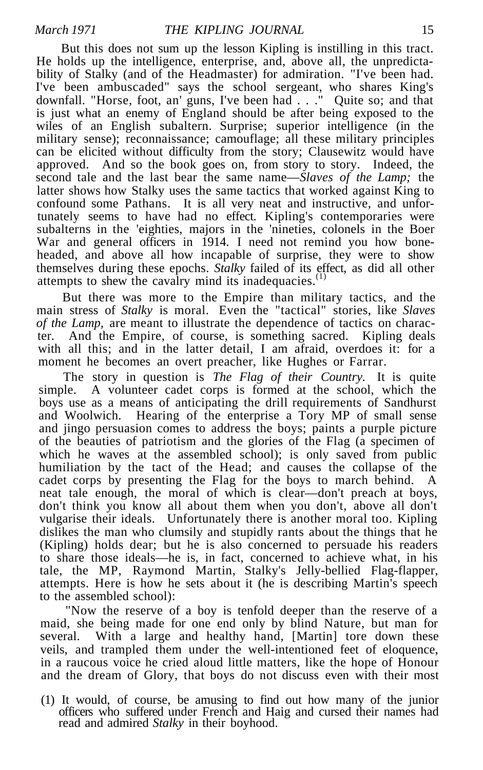But this does not sum up the lesson Kipling is instilling in this tract. He holds up the intelligence, enterprise, and, above all, the unpredictability of Stalky (and of the Headmaster) for admiration. "I've been had. I've been ambuscaded" says the school sergeant, who shares King's downfall. "Horse, foot, an' guns, I've been had . . ." Quite so; and that is just what an enemy of England should be after being exposed to the wiles of an English subaltern. Surprise; superior intelligence (in the military sense); reconnaissance; camouflage; all these military principles can be elicited without difficulty from the story; Clausewitz would have approved. And so the book goes on, from story to story. Indeed, the second tale and the last bear the same name—*Slaves of the Lamp;* the latter shows how Stalky uses the same tactics that worked against King to confound some Pathans. It is all very neat and instructive, and unfortunately seems to have had no effect. Kipling's contemporaries were subalterns in the 'eighties, majors in the 'nineties, colonels in the Boer War and general officers in 1914. I need not remind you how boneheaded, and above all how incapable of surprise, they were to show themselves during these epochs. *Stalky* failed of its effect, as did all other attempts to shew the cavalry mind its inadequacies.(1)

But there was more to the Empire than military tactics, and the main stress of *Stalky* is moral. Even the "tactical" stories, like *Slaves of the Lamp,* are meant to illustrate the dependence of tactics on character. And the Empire, of course, is something sacred. Kipling deals with all this; and in the latter detail, I am afraid, overdoes it: for a moment he becomes an overt preacher, like Hughes or Farrar.

The story in question is *The Flag of their Country.* It is quite simple. A volunteer cadet corps is formed at the school, which the boys use as a means of anticipating the drill requirements of Sandhurst and Woolwich. Hearing of the enterprise a Tory MP of small sense and jingo persuasion comes to address the boys; paints a purple picture of the beauties of patriotism and the glories of the Flag (a specimen of which he waves at the assembled school); is only saved from public humiliation by the tact of the Head; and causes the collapse of the cadet corps by presenting the Flag for the boys to march behind. A neat tale enough, the moral of which is clear—don't preach at boys, don't think you know all about them when you don't, above all don't vulgarise their ideals. Unfortunately there is another moral too. Kipling dislikes the man who clumsily and stupidly rants about the things that he (Kipling) holds dear; but he is also concerned to persuade his readers to share those ideals—he is, in fact, concerned to achieve what, in his tale, the MP, Raymond Martin, Stalky's Jelly-bellied Flag-flapper, attempts. Here is how he sets about it (he is describing Martin's speech to the assembled school):

"Now the reserve of a boy is tenfold deeper than the reserve of a maid, she being made for one end only by blind Nature, but man for several. With a large and healthy hand, [Martin] tore down these veils, and trampled them under the well-intentioned feet of eloquence, in a raucous voice he cried aloud little matters, like the hope of Honour and the dream of Glory, that boys do not discuss even with their most

(1) It would, of course, be amusing to find out how many of the junior officers who suffered under French and Haig and cursed their names had read and admired *Stalky* in their boyhood.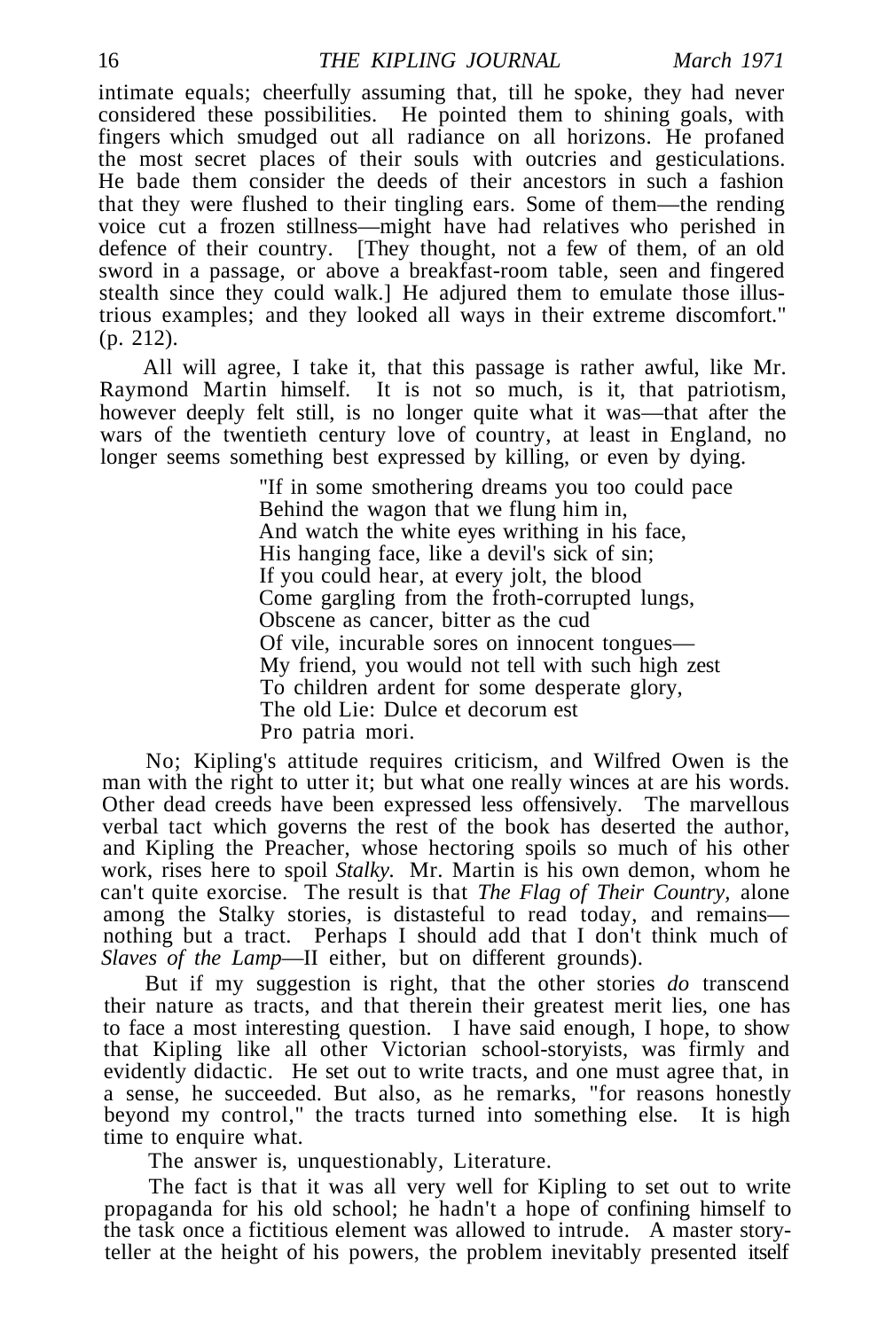intimate equals; cheerfully assuming that, till he spoke, they had never considered these possibilities. He pointed them to shining goals, with fingers which smudged out all radiance on all horizons. He profaned the most secret places of their souls with outcries and gesticulations. He bade them consider the deeds of their ancestors in such a fashion that they were flushed to their tingling ears. Some of them—the rending voice cut a frozen stillness—might have had relatives who perished in defence of their country. [They thought, not a few of them, of an old sword in a passage, or above a breakfast-room table, seen and fingered stealth since they could walk.] He adjured them to emulate those illustrious examples; and they looked all ways in their extreme discomfort." (p. 212).

All will agree, I take it, that this passage is rather awful, like Mr. Raymond Martin himself. It is not so much, is it, that patriotism, however deeply felt still, is no longer quite what it was—that after the wars of the twentieth century love of country, at least in England, no longer seems something best expressed by killing, or even by dying.

> "If in some smothering dreams you too could pace
> Behind the wagon that we flung him in,
> And watch the white eyes writhing in his face,
> His hanging face, like a devil's sick of sin;
> If you could hear, at every jolt, the blood
> Come gargling from the froth-corrupted lungs,
> Obscene as cancer, bitter as the cud
> Of vile, incurable sores on innocent tongues—
> My friend, you would not tell with such high zest
> To children ardent for some desperate glory,
> The old Lie: Dulce et decorum est
> Pro patria mori.

No; Kipling's attitude requires criticism, and Wilfred Owen is the man with the right to utter it; but what one really winces at are his words. Other dead creeds have been expressed less offensively. The marvellous verbal tact which governs the rest of the book has deserted the author, and Kipling the Preacher, whose hectoring spoils so much of his other work, rises here to spoil *Stalky.* Mr. Martin is his own demon, whom he can't quite exorcise. The result is that *The Flag of Their Country,* alone among the Stalky stories, is distasteful to read today, and remains—nothing but a tract. Perhaps I should add that I don't think much of *Slaves of the Lamp*—II either, but on different grounds).

But if my suggestion is right, that the other stories *do* transcend their nature as tracts, and that therein their greatest merit lies, one has to face a most interesting question. I have said enough, I hope, to show that Kipling like all other Victorian school-storyists, was firmly and evidently didactic. He set out to write tracts, and one must agree that, in a sense, he succeeded. But also, as he remarks, "for reasons honestly beyond my control," the tracts turned into something else. It is high time to enquire what.

The answer is, unquestionably, Literature.

The fact is that it was all very well for Kipling to set out to write propaganda for his old school; he hadn't a hope of confining himself to the task once a fictitious element was allowed to intrude. A master story-teller at the height of his powers, the problem inevitably presented itself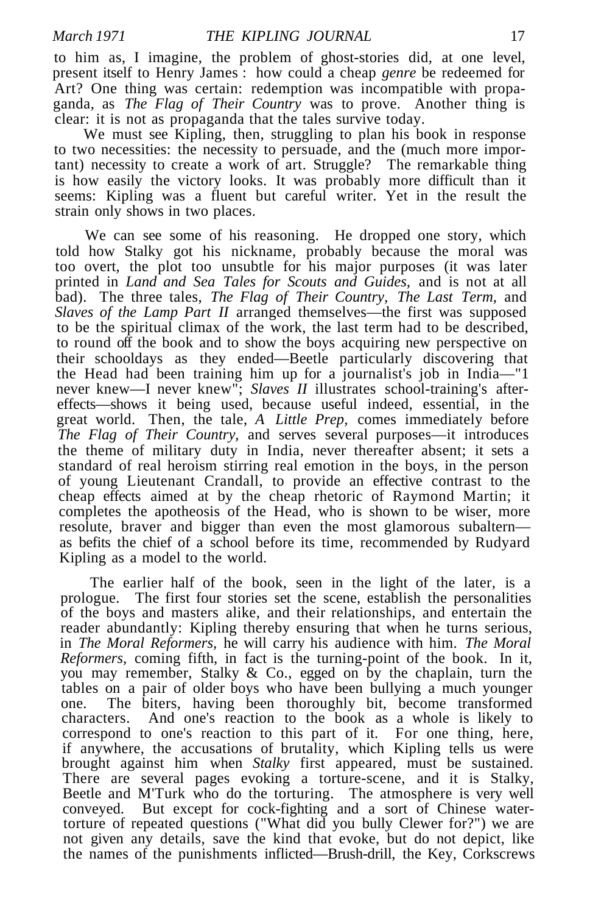to him as, I imagine, the problem of ghost-stories did, at one level, present itself to Henry James : how could a cheap *genre* be redeemed for Art? One thing was certain: redemption was incompatible with propaganda, as *The Flag of Their Country* was to prove. Another thing is clear: it is not as propaganda that the tales survive today.

We must see Kipling, then, struggling to plan his book in response to two necessities: the necessity to persuade, and the (much more important) necessity to create a work of art. Struggle? The remarkable thing is how easily the victory looks. It was probably more difficult than it seems: Kipling was a fluent but careful writer. Yet in the result the strain only shows in two places.

We can see some of his reasoning. He dropped one story, which told how Stalky got his nickname, probably because the moral was too overt, the plot too unsubtle for his major purposes (it was later printed in *Land and Sea Tales for Scouts and Guides,* and is not at all bad). The three tales, *The Flag of Their Country, The Last Term,* and *Slaves of the Lamp Part II* arranged themselves—the first was supposed to be the spiritual climax of the work, the last term had to be described, to round off the book and to show the boys acquiring new perspective on their schooldays as they ended—Beetle particularly discovering that the Head had been training him up for a journalist's job in India—"1 never knew—I never knew"; *Slaves II* illustrates school-training's after-effects—shows it being used, because useful indeed, essential, in the great world. Then, the tale, *A Little Prep,* comes immediately before *The Flag of Their Country,* and serves several purposes—it introduces the theme of military duty in India, never thereafter absent; it sets a standard of real heroism stirring real emotion in the boys, in the person of young Lieutenant Crandall, to provide an effective contrast to the cheap effects aimed at by the cheap rhetoric of Raymond Martin; it completes the apotheosis of the Head, who is shown to be wiser, more resolute, braver and bigger than even the most glamorous subaltern—as befits the chief of a school before its time, recommended by Rudyard Kipling as a model to the world.

The earlier half of the book, seen in the light of the later, is a prologue. The first four stories set the scene, establish the personalities of the boys and masters alike, and their relationships, and entertain the reader abundantly: Kipling thereby ensuring that when he turns serious, in *The Moral Reformers,* he will carry his audience with him. *The Moral Reformers,* coming fifth, in fact is the turning-point of the book. In it, you may remember, Stalky & Co., egged on by the chaplain, turn the tables on a pair of older boys who have been bullying a much younger one. The biters, having been thoroughly bit, become transformed characters. And one's reaction to the book as a whole is likely to correspond to one's reaction to this part of it. For one thing, here, if anywhere, the accusations of brutality, which Kipling tells us were brought against him when *Stalky* first appeared, must be sustained. There are several pages evoking a torture-scene, and it is Stalky, Beetle and M'Turk who do the torturing. The atmosphere is very well conveyed. But except for cock-fighting and a sort of Chinese water-torture of repeated questions ("What did you bully Clewer for?") we are not given any details, save the kind that evoke, but do not depict, like the names of the punishments inflicted—Brush-drill, the Key, Corkscrews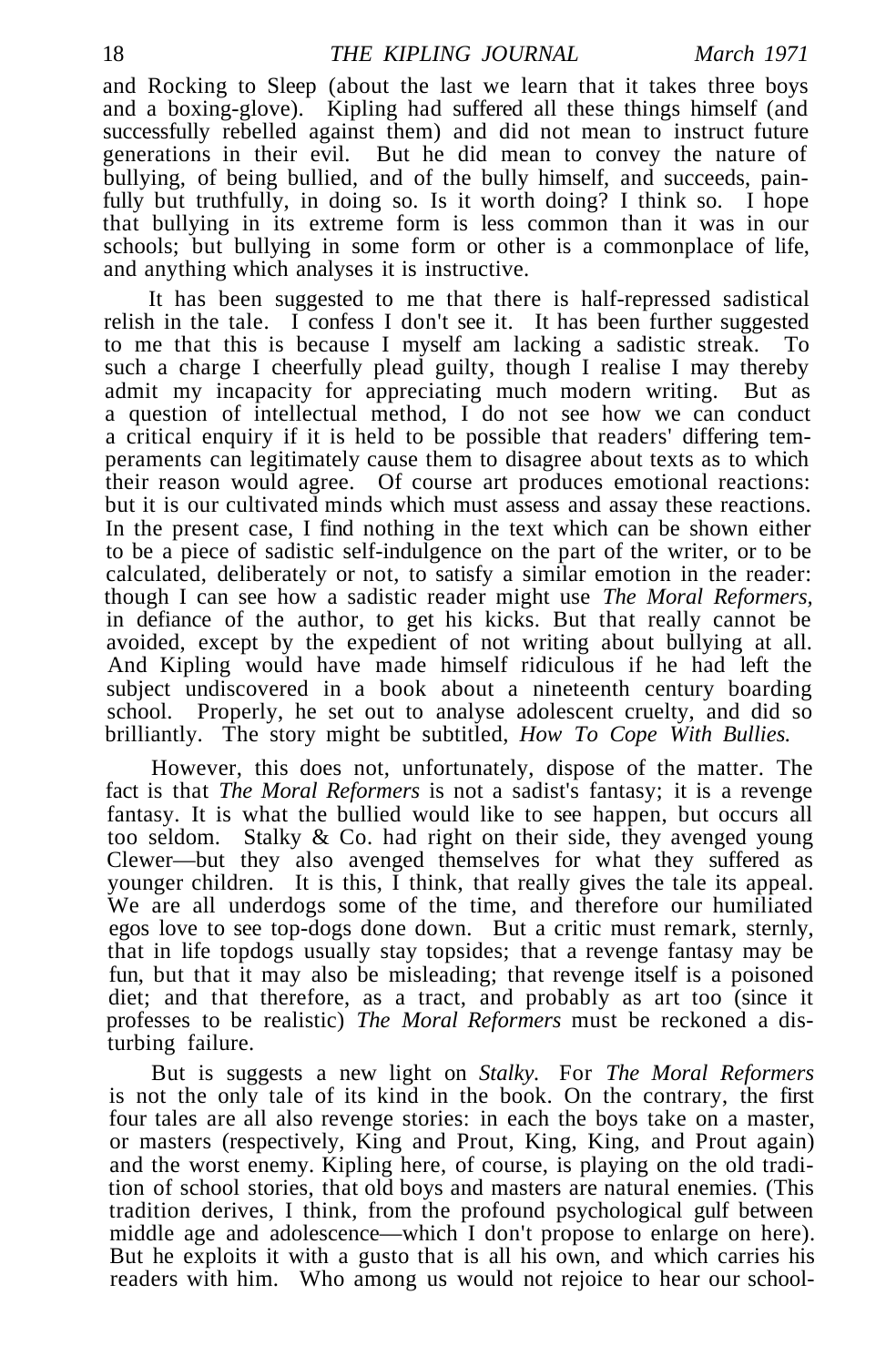and Rocking to Sleep (about the last we learn that it takes three boys and a boxing-glove). Kipling had suffered all these things himself (and successfully rebelled against them) and did not mean to instruct future generations in their evil. But he did mean to convey the nature of bullying, of being bullied, and of the bully himself, and succeeds, painfully but truthfully, in doing so. Is it worth doing? I think so. I hope that bullying in its extreme form is less common than it was in our schools; but bullying in some form or other is a commonplace of life, and anything which analyses it is instructive.

It has been suggested to me that there is half-repressed sadistical relish in the tale. I confess I don't see it. It has been further suggested to me that this is because I myself am lacking a sadistic streak. To such a charge I cheerfully plead guilty, though I realise I may thereby admit my incapacity for appreciating much modern writing. But as a question of intellectual method, I do not see how we can conduct a critical enquiry if it is held to be possible that readers' differing temperaments can legitimately cause them to disagree about texts as to which their reason would agree. Of course art produces emotional reactions: but it is our cultivated minds which must assess and assay these reactions. In the present case, I find nothing in the text which can be shown either to be a piece of sadistic self-indulgence on the part of the writer, or to be calculated, deliberately or not, to satisfy a similar emotion in the reader: though I can see how a sadistic reader might use *The Moral Reformers,* in defiance of the author, to get his kicks. But that really cannot be avoided, except by the expedient of not writing about bullying at all. And Kipling would have made himself ridiculous if he had left the subject undiscovered in a book about a nineteenth century boarding school. Properly, he set out to analyse adolescent cruelty, and did so brilliantly. The story might be subtitled, *How To Cope With Bullies.*

However, this does not, unfortunately, dispose of the matter. The fact is that *The Moral Reformers* is not a sadist's fantasy; it is a revenge fantasy. It is what the bullied would like to see happen, but occurs all too seldom. Stalky & Co. had right on their side, they avenged young Clewer—but they also avenged themselves for what they suffered as younger children. It is this, I think, that really gives the tale its appeal. We are all underdogs some of the time, and therefore our humiliated egos love to see top-dogs done down. But a critic must remark, sternly, that in life topdogs usually stay topsides; that a revenge fantasy may be fun, but that it may also be misleading; that revenge itself is a poisoned diet; and that therefore, as a tract, and probably as art too (since it professes to be realistic) *The Moral Reformers* must be reckoned a disturbing failure.

But is suggests a new light on *Stalky.* For *The Moral Reformers* is not the only tale of its kind in the book. On the contrary, the first four tales are all also revenge stories: in each the boys take on a master, or masters (respectively, King and Prout, King, King, and Prout again) and the worst enemy. Kipling here, of course, is playing on the old tradition of school stories, that old boys and masters are natural enemies. (This tradition derives, I think, from the profound psychological gulf between middle age and adolescence—which I don't propose to enlarge on here). But he exploits it with a gusto that is all his own, and which carries his readers with him. Who among us would not rejoice to hear our school-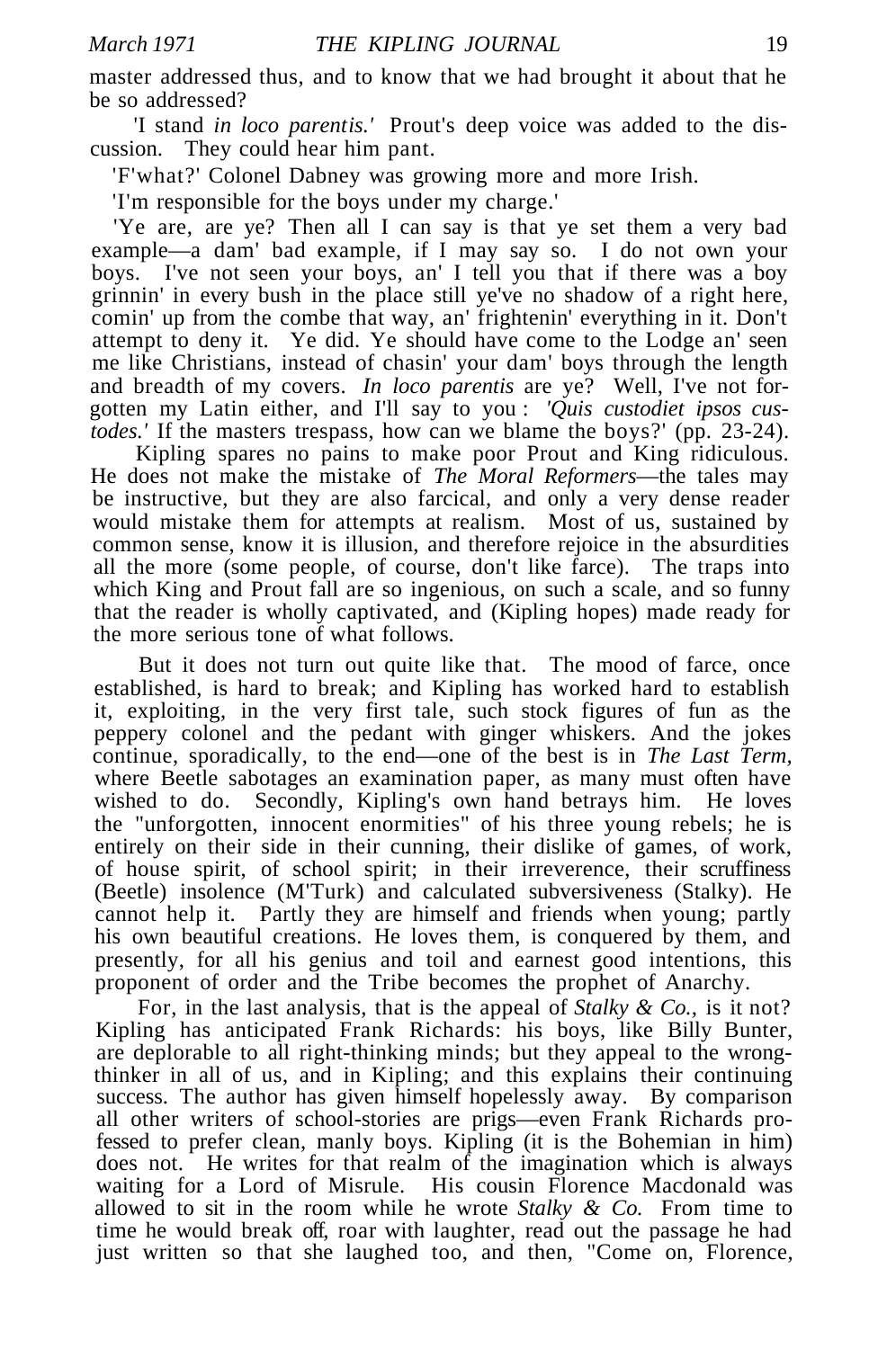master addressed thus, and to know that we had brought it about that he be so addressed?

'I stand *in loco parentis.'* Prout's deep voice was added to the discussion. They could hear him pant.

'F'what?' Colonel Dabney was growing more and more Irish.

'I'm responsible for the boys under my charge.'

'Ye are, are ye? Then all I can say is that ye set them a very bad example—a dam' bad example, if I may say so. I do not own your boys. I've not seen your boys, an' I tell you that if there was a boy grinnin' in every bush in the place still ye've no shadow of a right here, comin' up from the combe that way, an' frightenin' everything in it. Don't attempt to deny it. Ye did. Ye should have come to the Lodge an' seen me like Christians, instead of chasin' your dam' boys through the length and breadth of my covers. *In loco parentis* are ye? Well, I've not forgotten my Latin either, and I'll say to you : *'Quis custodiet ipsos custodes.'* If the masters trespass, how can we blame the boys?' (pp. 23-24).

Kipling spares no pains to make poor Prout and King ridiculous. He does not make the mistake of *The Moral Reformers*—the tales may be instructive, but they are also farcical, and only a very dense reader would mistake them for attempts at realism. Most of us, sustained by common sense, know it is illusion, and therefore rejoice in the absurdities all the more (some people, of course, don't like farce). The traps into which King and Prout fall are so ingenious, on such a scale, and so funny that the reader is wholly captivated, and (Kipling hopes) made ready for the more serious tone of what follows.

But it does not turn out quite like that. The mood of farce, once established, is hard to break; and Kipling has worked hard to establish it, exploiting, in the very first tale, such stock figures of fun as the peppery colonel and the pedant with ginger whiskers. And the jokes continue, sporadically, to the end—one of the best is in *The Last Term,* where Beetle sabotages an examination paper, as many must often have wished to do. Secondly, Kipling's own hand betrays him. He loves the "unforgotten, innocent enormities" of his three young rebels; he is entirely on their side in their cunning, their dislike of games, of work, of house spirit, of school spirit; in their irreverence, their scruffiness (Beetle) insolence (M'Turk) and calculated subversiveness (Stalky). He cannot help it. Partly they are himself and friends when young; partly his own beautiful creations. He loves them, is conquered by them, and presently, for all his genius and toil and earnest good intentions, this proponent of order and the Tribe becomes the prophet of Anarchy.

For, in the last analysis, that is the appeal of *Stalky & Co.,* is it not? Kipling has anticipated Frank Richards: his boys, like Billy Bunter, are deplorable to all right-thinking minds; but they appeal to the wrong-thinker in all of us, and in Kipling; and this explains their continuing success. The author has given himself hopelessly away. By comparison all other writers of school-stories are prigs—even Frank Richards professed to prefer clean, manly boys. Kipling (it is the Bohemian in him) does not. He writes for that realm of the imagination which is always waiting for a Lord of Misrule. His cousin Florence Macdonald was allowed to sit in the room while he wrote *Stalky & Co.* From time to time he would break off, roar with laughter, read out the passage he had just written so that she laughed too, and then, "Come on, Florence,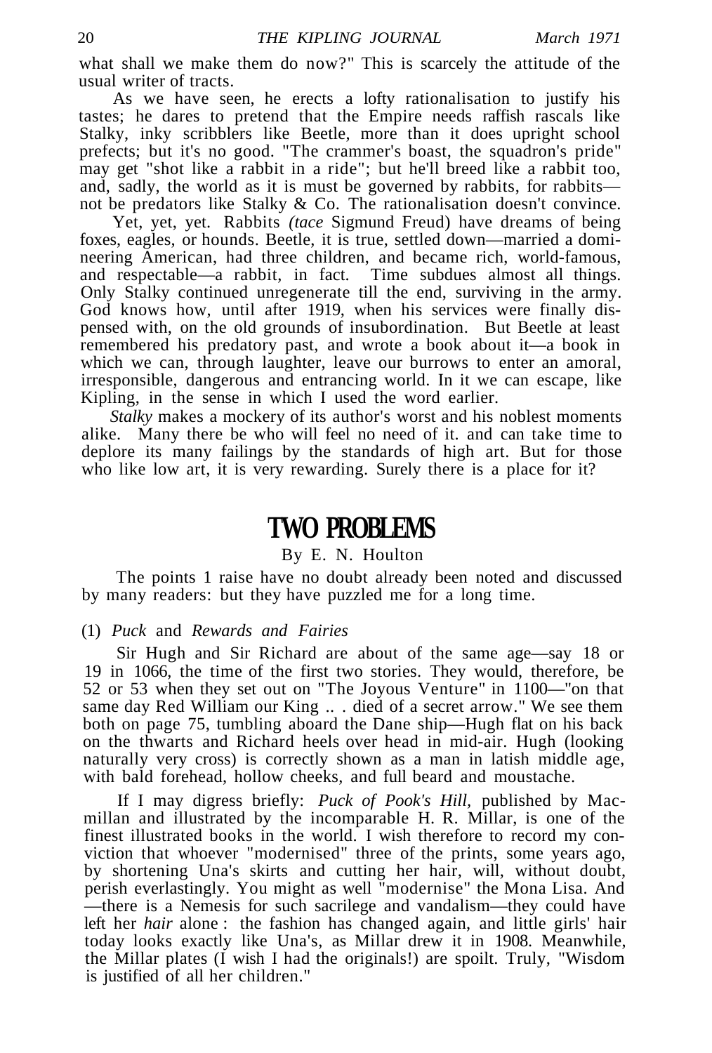what shall we make them do now?" This is scarcely the attitude of the usual writer of tracts.

As we have seen, he erects a lofty rationalisation to justify his tastes; he dares to pretend that the Empire needs raffish rascals like Stalky, inky scribblers like Beetle, more than it does upright school prefects; but it's no good. "The crammer's boast, the squadron's pride" may get "shot like a rabbit in a ride"; but he'll breed like a rabbit too, and, sadly, the world as it is must be governed by rabbits, for rabbits—not be predators like Stalky & Co. The rationalisation doesn't convince.

Yet, yet, yet. Rabbits *(tace* Sigmund Freud) have dreams of being foxes, eagles, or hounds. Beetle, it is true, settled down—married a domineering American, had three children, and became rich, world-famous, and respectable—a rabbit, in fact. Time subdues almost all things. Only Stalky continued unregenerate till the end, surviving in the army. God knows how, until after 1919, when his services were finally dispensed with, on the old grounds of insubordination. But Beetle at least remembered his predatory past, and wrote a book about it—a book in which we can, through laughter, leave our burrows to enter an amoral, irresponsible, dangerous and entrancing world. In it we can escape, like Kipling, in the sense in which I used the word earlier.

*Stalky* makes a mockery of its author's worst and his noblest moments alike. Many there be who will feel no need of it. and can take time to deplore its many failings by the standards of high art. But for those who like low art, it is very rewarding. Surely there is a place for it?

# TWO PROBLEMS

By E. N. Houlton

The points 1 raise have no doubt already been noted and discussed by many readers: but they have puzzled me for a long time.

(1) *Puck* and *Rewards and Fairies*

Sir Hugh and Sir Richard are about of the same age—say 18 or 19 in 1066, the time of the first two stories. They would, therefore, be 52 or 53 when they set out on "The Joyous Venture" in 1100—"on that same day Red William our King .. . died of a secret arrow." We see them both on page 75, tumbling aboard the Dane ship—Hugh flat on his back on the thwarts and Richard heels over head in mid-air. Hugh (looking naturally very cross) is correctly shown as a man in latish middle age, with bald forehead, hollow cheeks, and full beard and moustache.

If I may digress briefly: *Puck of Pook's Hill,* published by Macmillan and illustrated by the incomparable H. R. Millar, is one of the finest illustrated books in the world. I wish therefore to record my conviction that whoever "modernised" three of the prints, some years ago, by shortening Una's skirts and cutting her hair, will, without doubt, perish everlastingly. You might as well "modernise" the Mona Lisa. And—there is a Nemesis for such sacrilege and vandalism—they could have left her *hair* alone : the fashion has changed again, and little girls' hair today looks exactly like Una's, as Millar drew it in 1908. Meanwhile, the Millar plates (I wish I had the originals!) are spoilt. Truly, "Wisdom is justified of all her children."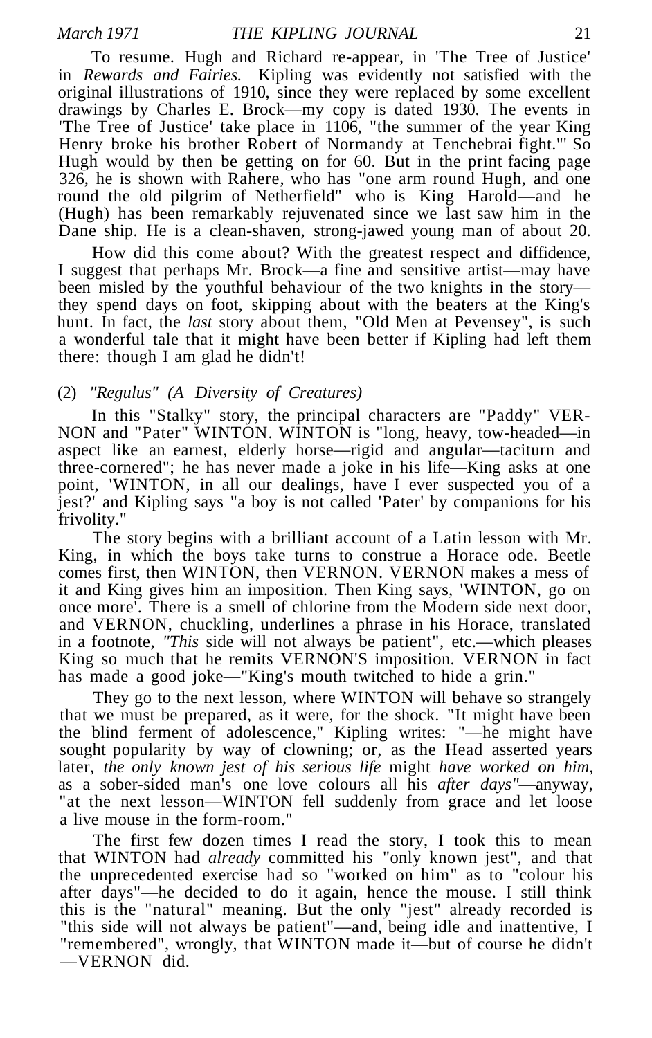To resume. Hugh and Richard re-appear, in 'The Tree of Justice' in *Rewards and Fairies.* Kipling was evidently not satisfied with the original illustrations of 1910, since they were replaced by some excellent drawings by Charles E. Brock—my copy is dated 1930. The events in 'The Tree of Justice' take place in 1106, "the summer of the year King Henry broke his brother Robert of Normandy at Tenchebrai fight."' So Hugh would by then be getting on for 60. But in the print facing page 326, he is shown with Rahere, who has "one arm round Hugh, and one round the old pilgrim of Netherfield" who is King Harold—and he (Hugh) has been remarkably rejuvenated since we last saw him in the Dane ship. He is a clean-shaven, strong-jawed young man of about 20.

How did this come about? With the greatest respect and diffidence, I suggest that perhaps Mr. Brock—a fine and sensitive artist—may have been misled by the youthful behaviour of the two knights in the story—they spend days on foot, skipping about with the beaters at the King's hunt. In fact, the *last* story about them, "Old Men at Pevensey", is such a wonderful tale that it might have been better if Kipling had left them there: though I am glad he didn't!

(2) *"Regulus" (A Diversity of Creatures)*

In this "Stalky" story, the principal characters are "Paddy" VERNON and "Pater" WINTON. WINTON is "long, heavy, tow-headed—in aspect like an earnest, elderly horse—rigid and angular—taciturn and three-cornered"; he has never made a joke in his life—King asks at one point, 'WINTON, in all our dealings, have I ever suspected you of a jest?' and Kipling says "a boy is not called 'Pater' by companions for his frivolity."

The story begins with a brilliant account of a Latin lesson with Mr. King, in which the boys take turns to construe a Horace ode. Beetle comes first, then WINTON, then VERNON. VERNON makes a mess of it and King gives him an imposition. Then King says, 'WINTON, go on once more'. There is a smell of chlorine from the Modern side next door, and VERNON, chuckling, underlines a phrase in his Horace, translated in a footnote, *"This* side will not always be patient", etc.—which pleases King so much that he remits VERNON'S imposition. VERNON in fact has made a good joke—"King's mouth twitched to hide a grin."

They go to the next lesson, where WINTON will behave so strangely that we must be prepared, as it were, for the shock. "It might have been the blind ferment of adolescence," Kipling writes: "—he might have sought popularity by way of clowning; or, as the Head asserted years later, *the only known jest of his serious life* might *have worked on him,* as a sober-sided man's one love colours all his *after days"*—anyway, "at the next lesson—WINTON fell suddenly from grace and let loose a live mouse in the form-room."

The first few dozen times I read the story, I took this to mean that WINTON had *already* committed his "only known jest", and that the unprecedented exercise had so "worked on him" as to "colour his after days"—he decided to do it again, hence the mouse. I still think this is the "natural" meaning. But the only "jest" already recorded is "this side will not always be patient"—and, being idle and inattentive, I "remembered", wrongly, that WINTON made it—but of course he didn't—VERNON did.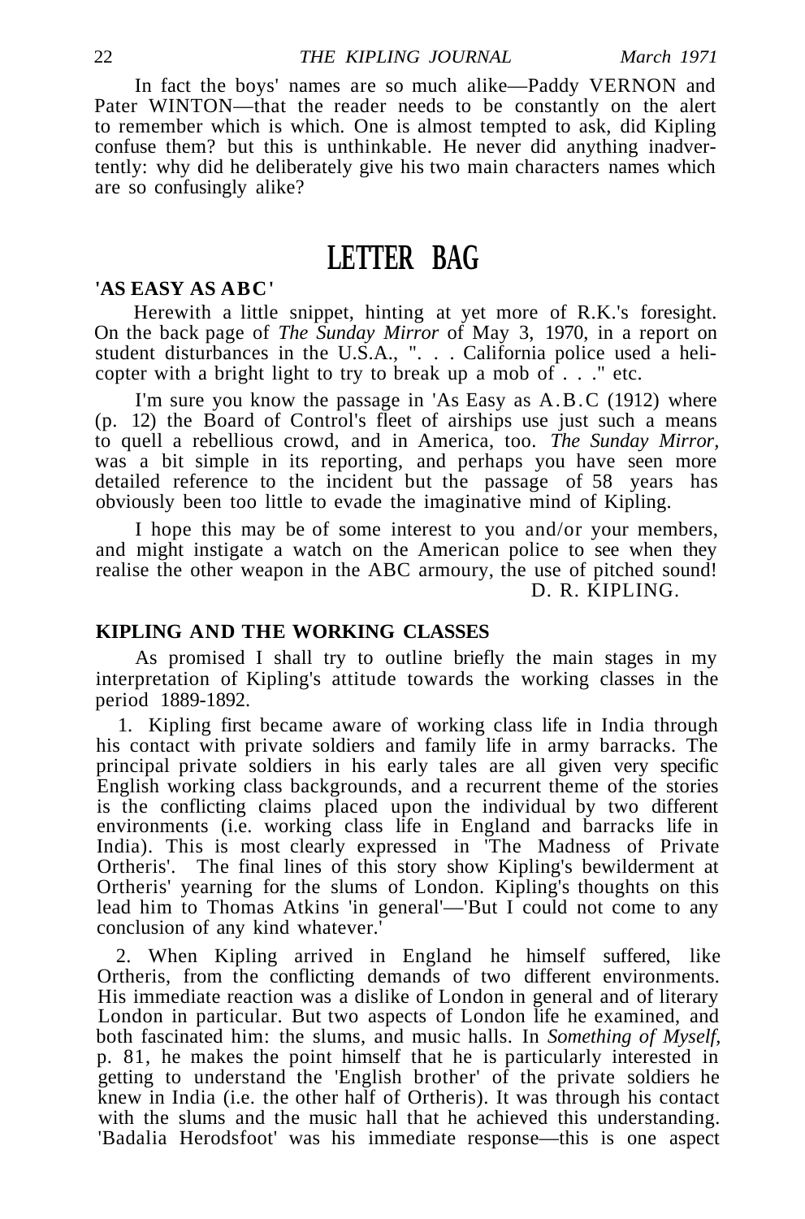In fact the boys' names are so much alike—Paddy VERNON and Pater WINTON—that the reader needs to be constantly on the alert to remember which is which. One is almost tempted to ask, did Kipling confuse them? but this is unthinkable. He never did anything inadvertently: why did he deliberately give his two main characters names which are so confusingly alike?

# LETTER BAG

**'AS EASY AS ABC'**

Herewith a little snippet, hinting at yet more of R.K.'s foresight. On the back page of *The Sunday Mirror* of May 3, 1970, in a report on student disturbances in the U.S.A., ". . . California police used a helicopter with a bright light to try to break up a mob of . . ." etc.

I'm sure you know the passage in 'As Easy as A.B.C (1912) where (p. 12) the Board of Control's fleet of airships use just such a means to quell a rebellious crowd, and in America, too. *The Sunday Mirror*, was a bit simple in its reporting, and perhaps you have seen more detailed reference to the incident but the passage of 58 years has obviously been too little to evade the imaginative mind of Kipling.

I hope this may be of some interest to you and/or your members, and might instigate a watch on the American police to see when they realise the other weapon in the ABC armoury, the use of pitched sound!

D. R. KIPLING.

**KIPLING AND THE WORKING CLASSES**

As promised I shall try to outline briefly the main stages in my interpretation of Kipling's attitude towards the working classes in the period 1889-1892.

1. Kipling first became aware of working class life in India through his contact with private soldiers and family life in army barracks. The principal private soldiers in his early tales are all given very specific English working class backgrounds, and a recurrent theme of the stories is the conflicting claims placed upon the individual by two different environments (i.e. working class life in England and barracks life in India). This is most clearly expressed in 'The Madness of Private Ortheris'. The final lines of this story show Kipling's bewilderment at Ortheris' yearning for the slums of London. Kipling's thoughts on this lead him to Thomas Atkins 'in general'—'But I could not come to any conclusion of any kind whatever.'

2. When Kipling arrived in England he himself suffered, like Ortheris, from the conflicting demands of two different environments. His immediate reaction was a dislike of London in general and of literary London in particular. But two aspects of London life he examined, and both fascinated him: the slums, and music halls. In *Something of Myself,* p. 81, he makes the point himself that he is particularly interested in getting to understand the 'English brother' of the private soldiers he knew in India (i.e. the other half of Ortheris). It was through his contact with the slums and the music hall that he achieved this understanding. 'Badalia Herodsfoot' was his immediate response—this is one aspect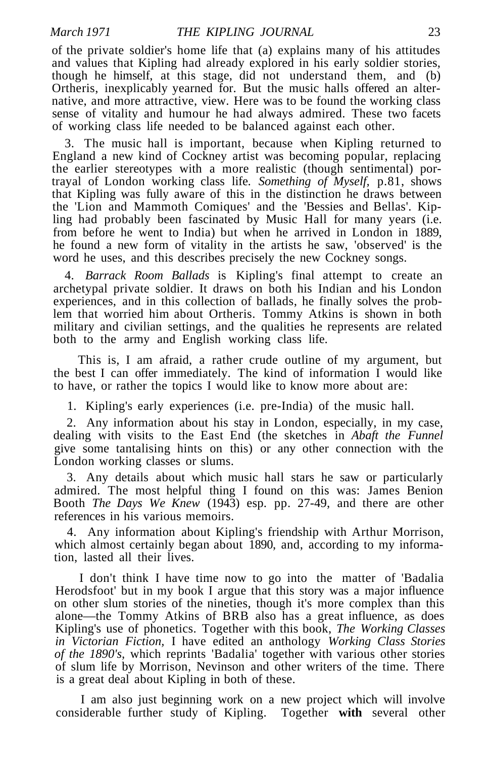of the private soldier's home life that (a) explains many of his attitudes and values that Kipling had already explored in his early soldier stories, though he himself, at this stage, did not understand them, and (b) Ortheris, inexplicably yearned for. But the music halls offered an alternative, and more attractive, view. Here was to be found the working class sense of vitality and humour he had always admired. These two facets of working class life needed to be balanced against each other.

3. The music hall is important, because when Kipling returned to England a new kind of Cockney artist was becoming popular, replacing the earlier stereotypes with a more realistic (though sentimental) portrayal of London working class life. *Something of Myself,* p.81, shows that Kipling was fully aware of this in the distinction he draws between the 'Lion and Mammoth Comiques' and the 'Bessies and Bellas'. Kipling had probably been fascinated by Music Hall for many years (i.e. from before he went to India) but when he arrived in London in 1889, he found a new form of vitality in the artists he saw, 'observed' is the word he uses, and this describes precisely the new Cockney songs.

4. *Barrack Room Ballads* is Kipling's final attempt to create an archetypal private soldier. It draws on both his Indian and his London experiences, and in this collection of ballads, he finally solves the problem that worried him about Ortheris. Tommy Atkins is shown in both military and civilian settings, and the qualities he represents are related both to the army and English working class life.

This is, I am afraid, a rather crude outline of my argument, but the best I can offer immediately. The kind of information I would like to have, or rather the topics I would like to know more about are:

1. Kipling's early experiences (i.e. pre-India) of the music hall.

2. Any information about his stay in London, especially, in my case, dealing with visits to the East End (the sketches in *Abaft the Funnel* give some tantalising hints on this) or any other connection with the London working classes or slums.

3. Any details about which music hall stars he saw or particularly admired. The most helpful thing I found on this was: James Benion Booth *The Days We Knew* (1943) esp. pp. 27-49, and there are other references in his various memoirs.

4. Any information about Kipling's friendship with Arthur Morrison, which almost certainly began about 1890, and, according to my information, lasted all their lives.

I don't think I have time now to go into the matter of 'Badalia Herodsfoot' but in my book I argue that this story was a major influence on other slum stories of the nineties, though it's more complex than this alone—the Tommy Atkins of BRB also has a great influence, as does Kipling's use of phonetics. Together with this book, *The Working Classes in Victorian Fiction,* I have edited an anthology *Working Class Stories of the 1890's,* which reprints 'Badalia' together with various other stories of slum life by Morrison, Nevinson and other writers of the time. There is a great deal about Kipling in both of these.

I am also just beginning work on a new project which will involve considerable further study of Kipling. Together **with** several other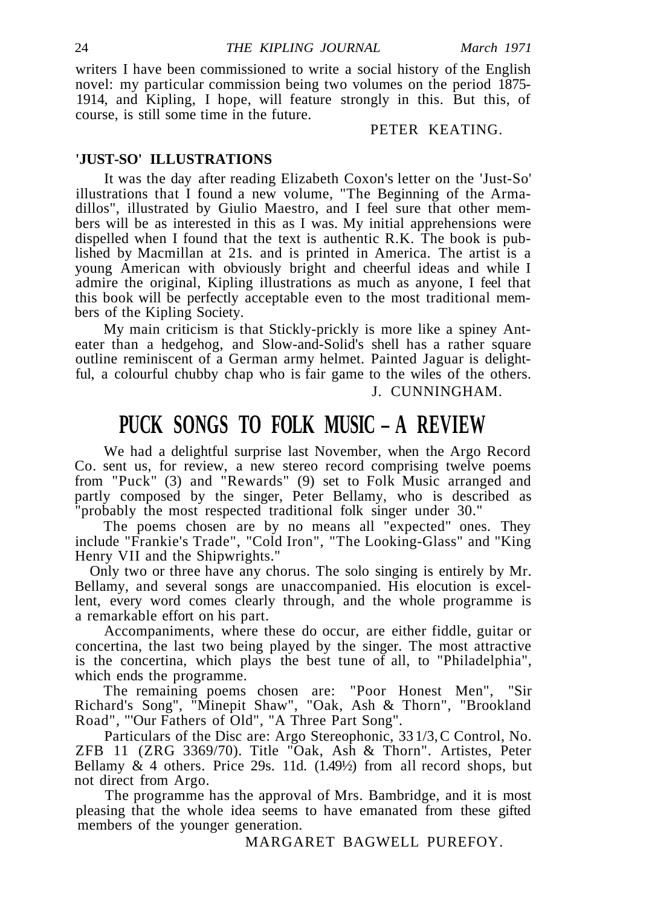writers I have been commissioned to write a social history of the English novel: my particular commission being two volumes on the period 1875-1914, and Kipling, I hope, will feature strongly in this. But this, of course, is still some time in the future.

PETER KEATING.

### 'JUST-SO' ILLUSTRATIONS

It was the day after reading Elizabeth Coxon's letter on the 'Just-So' illustrations that I found a new volume, "The Beginning of the Armadillos", illustrated by Giulio Maestro, and I feel sure that other members will be as interested in this as I was. My initial apprehensions were dispelled when I found that the text is authentic R.K. The book is published by Macmillan at 21s. and is printed in America. The artist is a young American with obviously bright and cheerful ideas and while I admire the original, Kipling illustrations as much as anyone, I feel that this book will be perfectly acceptable even to the most traditional members of the Kipling Society.

My main criticism is that Stickly-prickly is more like a spiney Anteater than a hedgehog, and Slow-and-Solid's shell has a rather square outline reminiscent of a German army helmet. Painted Jaguar is delightful, a colourful chubby chap who is fair game to the wiles of the others.

J. CUNNINGHAM.

## PUCK SONGS TO FOLK MUSIC – A REVIEW

We had a delightful surprise last November, when the Argo Record Co. sent us, for review, a new stereo record comprising twelve poems from "Puck" (3) and "Rewards" (9) set to Folk Music arranged and partly composed by the singer, Peter Bellamy, who is described as "probably the most respected traditional folk singer under 30."

The poems chosen are by no means all "expected" ones. They include "Frankie's Trade", "Cold Iron", "The Looking-Glass" and "King Henry VII and the Shipwrights."

Only two or three have any chorus. The solo singing is entirely by Mr. Bellamy, and several songs are unaccompanied. His elocution is excellent, every word comes clearly through, and the whole programme is a remarkable effort on his part.

Accompaniments, where these do occur, are either fiddle, guitar or concertina, the last two being played by the singer. The most attractive is the concertina, which plays the best tune of all, to "Philadelphia", which ends the programme.

The remaining poems chosen are: "Poor Honest Men", "Sir Richard's Song", "Minepit Shaw", "Oak, Ash & Thorn", "Brookland Road", "'Our Fathers of Old", "A Three Part Song".

Particulars of the Disc are: Argo Stereophonic, 33 1/3, C Control, No. ZFB 11 (ZRG 3369/70). Title "Oak, Ash & Thorn". Artistes, Peter Bellamy & 4 others. Price 29s. 11d. (1.49½) from all record shops, but not direct from Argo.

The programme has the approval of Mrs. Bambridge, and it is most pleasing that the whole idea seems to have emanated from these gifted members of the younger generation.

MARGARET BAGWELL PUREFOY.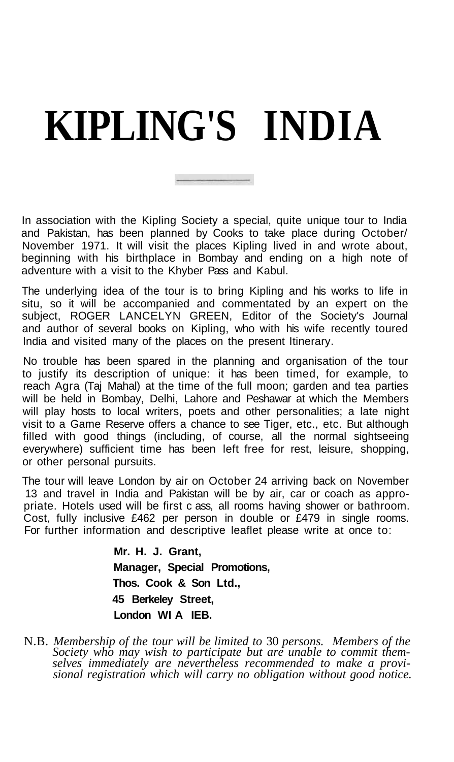# KIPLING'S INDIA

In association with the Kipling Society a special, quite unique tour to India and Pakistan, has been planned by Cooks to take place during October/ November 1971. It will visit the places Kipling lived in and wrote about, beginning with his birthplace in Bombay and ending on a high note of adventure with a visit to the Khyber Pass and Kabul.

The underlying idea of the tour is to bring Kipling and his works to life in situ, so it will be accompanied and commentated by an expert on the subject, ROGER LANCELYN GREEN, Editor of the Society's Journal and author of several books on Kipling, who with his wife recently toured India and visited many of the places on the present Itinerary.

No trouble has been spared in the planning and organisation of the tour to justify its description of unique: it has been timed, for example, to reach Agra (Taj Mahal) at the time of the full moon; garden and tea parties will be held in Bombay, Delhi, Lahore and Peshawar at which the Members will play hosts to local writers, poets and other personalities; a late night visit to a Game Reserve offers a chance to see Tiger, etc., etc. But although filled with good things (including, of course, all the normal sightseeing everywhere) sufficient time has been left free for rest, leisure, shopping, or other personal pursuits.

The tour will leave London by air on October 24 arriving back on November 13 and travel in India and Pakistan will be by air, car or coach as appropriate. Hotels used will be first c ass, all rooms having shower or bathroom. Cost, fully inclusive £462 per person in double or £479 in single rooms. For further information and descriptive leaflet please write at once to:

**Mr. H. J. Grant,**
**Manager, Special Promotions,**
**Thos. Cook & Son Ltd.,**
**45 Berkeley Street,**
**London WI A IEB.**

N.B. *Membership of the tour will be limited to* 30 *persons. Members of the Society who may wish to participate but are unable to commit themselves immediately are nevertheless recommended to make a provisional registration which will carry no obligation without good notice.*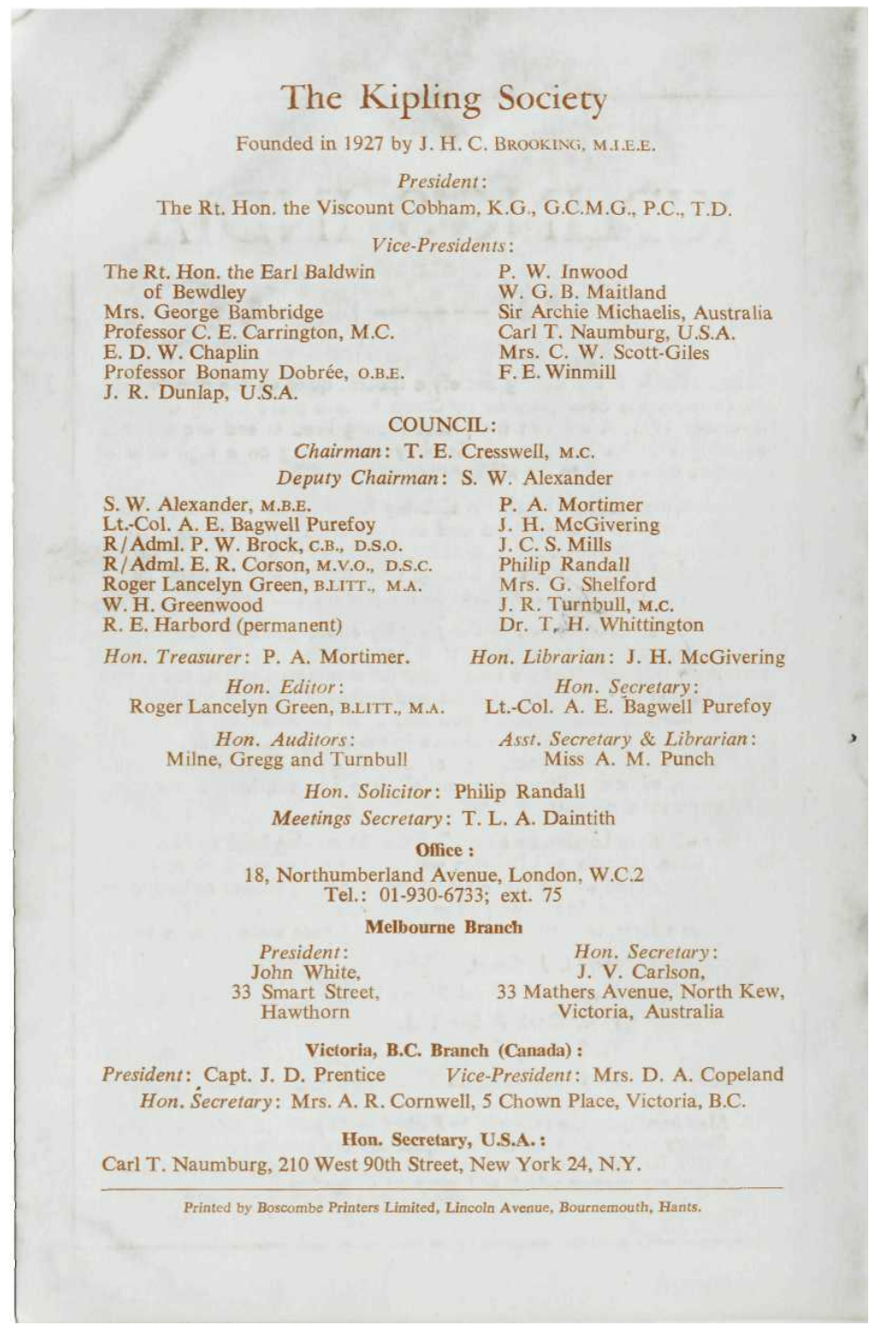# The Kipling Society

Founded in 1927 by J. H. C. BROOKING, M.I.E.E.

*President*:

The Rt. Hon. the Viscount Cobham, K.G., G.C.M.G., P.C., T.D.

*Vice-Presidents*:

The Rt. Hon. the Earl Baldwin of Bewdley
Mrs. George Bambridge
Professor C. E. Carrington, M.C.
E. D. W. Chaplin
Professor Bonamy Dobrée, O.B.E.
J. R. Dunlap, U.S.A.
P. W. Inwood
W. G. B. Maitland
Sir Archie Michaelis, Australia
Carl T. Naumburg, U.S.A.
Mrs. C. W. Scott-Giles
F. E. Winmill

## COUNCIL:

*Chairman*: T. E. Cresswell, M.C.

*Deputy Chairman*: S. W. Alexander

S. W. Alexander, M.B.E.
Lt.-Col. A. E. Bagwell Purefoy
R/Adml. P. W. Brock, C.B., D.S.O.
R/Adml. E. R. Corson, M.V.O., D.S.C.
Roger Lancelyn Green, B.LITT., M.A.
W. H. Greenwood
R. E. Harbord (permanent)
P. A. Mortimer
J. H. McGivering
J. C. S. Mills
Philip Randall
Mrs. G. Shelford
J. R. Turnbull, M.C.
Dr. T. H. Whittington

*Hon. Treasurer*: P. A. Mortimer.

*Hon. Librarian*: J. H. McGivering

*Hon. Editor*:
Roger Lancelyn Green, B.LITT., M.A.

*Hon. Secretary*:
Lt.-Col. A. E. Bagwell Purefoy

*Hon. Auditors*:
Milne, Gregg and Turnbull

*Asst. Secretary & Librarian*:
Miss A. M. Punch

*Hon. Solicitor*: Philip Randall

*Meetings Secretary*: T. L. A. Daintith

**Office :**

18, Northumberland Avenue, London, W.C.2
Tel.: 01-930-6733; ext. 75

**Melbourne Branch**

*President*:
John White,
33 Smart Street,
Hawthorn

*Hon. Secretary*:
J. V. Carlson,
33 Mathers Avenue, North Kew,
Victoria, Australia

**Victoria, B.C. Branch (Canada) :**

*President*: Capt. J. D. Prentice *Vice-President*: Mrs. D. A. Copeland
*Hon. Secretary*: Mrs. A. R. Cornwell, 5 Chown Place, Victoria, B.C.

**Hon. Secretary, U.S.A. :**

Carl T. Naumburg, 210 West 90th Street, New York 24, N.Y.

---

Printed by Boscombe Printers Limited, Lincoln Avenue, Bournemouth, Hants.